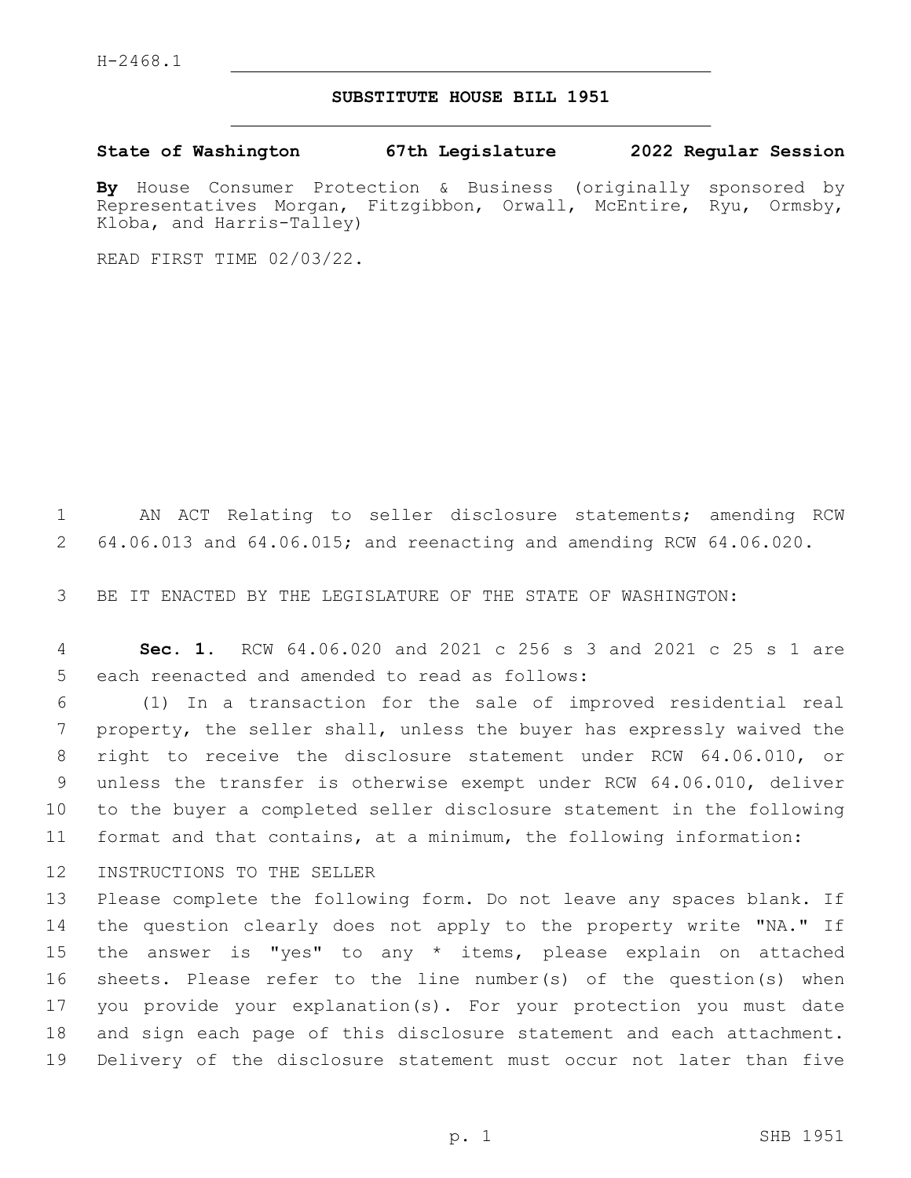H-2468.1

**SUBSTITUTE HOUSE BILL 1951**

**State of Washington 67th Legislature 2022 Regular Session**

**By** House Consumer Protection & Business (originally sponsored by Representatives Morgan, Fitzgibbon, Orwall, McEntire, Ryu, Ormsby, Kloba, and Harris-Talley)

READ FIRST TIME 02/03/22.

AN ACT Relating to seller disclosure statements; amending RCW 64.06.013 and 64.06.015; and reenacting and amending RCW 64.06.020.

BE IT ENACTED BY THE LEGISLATURE OF THE STATE OF WASHINGTON:

**Sec. 1.** RCW 64.06.020 and 2021 c 256 s 3 and 2021 c 25 s 1 are each reenacted and amended to read as follows:

(1) In a transaction for the sale of improved residential real property, the seller shall, unless the buyer has expressly waived the right to receive the disclosure statement under RCW 64.06.010, or unless the transfer is otherwise exempt under RCW 64.06.010, deliver to the buyer a completed seller disclosure statement in the following format and that contains, at a minimum, the following information:

INSTRUCTIONS TO THE SELLER

Please complete the following form. Do not leave any spaces blank. If the question clearly does not apply to the property write "NA." If the answer is "yes" to any * items, please explain on attached sheets. Please refer to the line number(s) of the question(s) when you provide your explanation(s). For your protection you must date and sign each page of this disclosure statement and each attachment. Delivery of the disclosure statement must occur not later than five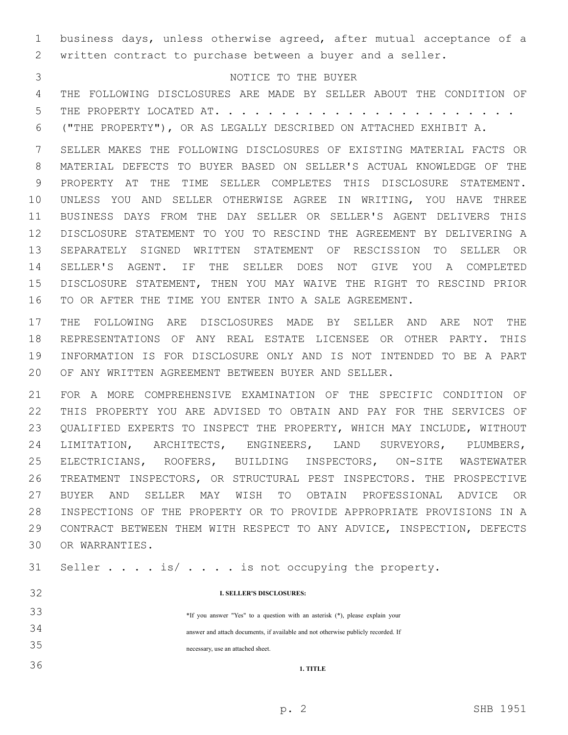business days, unless otherwise agreed, after mutual acceptance of a written contract to purchase between a buyer and a seller.

NOTICE TO THE BUYER

THE FOLLOWING DISCLOSURES ARE MADE BY SELLER ABOUT THE CONDITION OF THE PROPERTY LOCATED AT. . . . . . . . . . . . . . . . . . . . . . . ("THE PROPERTY"), OR AS LEGALLY DESCRIBED ON ATTACHED EXHIBIT A.

SELLER MAKES THE FOLLOWING DISCLOSURES OF EXISTING MATERIAL FACTS OR MATERIAL DEFECTS TO BUYER BASED ON SELLER'S ACTUAL KNOWLEDGE OF THE PROPERTY AT THE TIME SELLER COMPLETES THIS DISCLOSURE STATEMENT. UNLESS YOU AND SELLER OTHERWISE AGREE IN WRITING, YOU HAVE THREE BUSINESS DAYS FROM THE DAY SELLER OR SELLER'S AGENT DELIVERS THIS DISCLOSURE STATEMENT TO YOU TO RESCIND THE AGREEMENT BY DELIVERING A SEPARATELY SIGNED WRITTEN STATEMENT OF RESCISSION TO SELLER OR SELLER'S AGENT. IF THE SELLER DOES NOT GIVE YOU A COMPLETED DISCLOSURE STATEMENT, THEN YOU MAY WAIVE THE RIGHT TO RESCIND PRIOR TO OR AFTER THE TIME YOU ENTER INTO A SALE AGREEMENT.

THE FOLLOWING ARE DISCLOSURES MADE BY SELLER AND ARE NOT THE REPRESENTATIONS OF ANY REAL ESTATE LICENSEE OR OTHER PARTY. THIS INFORMATION IS FOR DISCLOSURE ONLY AND IS NOT INTENDED TO BE A PART OF ANY WRITTEN AGREEMENT BETWEEN BUYER AND SELLER.

FOR A MORE COMPREHENSIVE EXAMINATION OF THE SPECIFIC CONDITION OF THIS PROPERTY YOU ARE ADVISED TO OBTAIN AND PAY FOR THE SERVICES OF QUALIFIED EXPERTS TO INSPECT THE PROPERTY, WHICH MAY INCLUDE, WITHOUT LIMITATION, ARCHITECTS, ENGINEERS, LAND SURVEYORS, PLUMBERS, ELECTRICIANS, ROOFERS, BUILDING INSPECTORS, ON-SITE WASTEWATER TREATMENT INSPECTORS, OR STRUCTURAL PEST INSPECTORS. THE PROSPECTIVE BUYER AND SELLER MAY WISH TO OBTAIN PROFESSIONAL ADVICE OR INSPECTIONS OF THE PROPERTY OR TO PROVIDE APPROPRIATE PROVISIONS IN A CONTRACT BETWEEN THEM WITH RESPECT TO ANY ADVICE, INSPECTION, DEFECTS OR WARRANTIES.

Seller . . . . is/ . . . . is not occupying the property.

**I. SELLER'S DISCLOSURES:**

*If you answer "Yes" to a question with an asterisk (*), please explain your answer and attach documents, if available and not otherwise publicly recorded. If necessary, use an attached sheet.

**1. TITLE**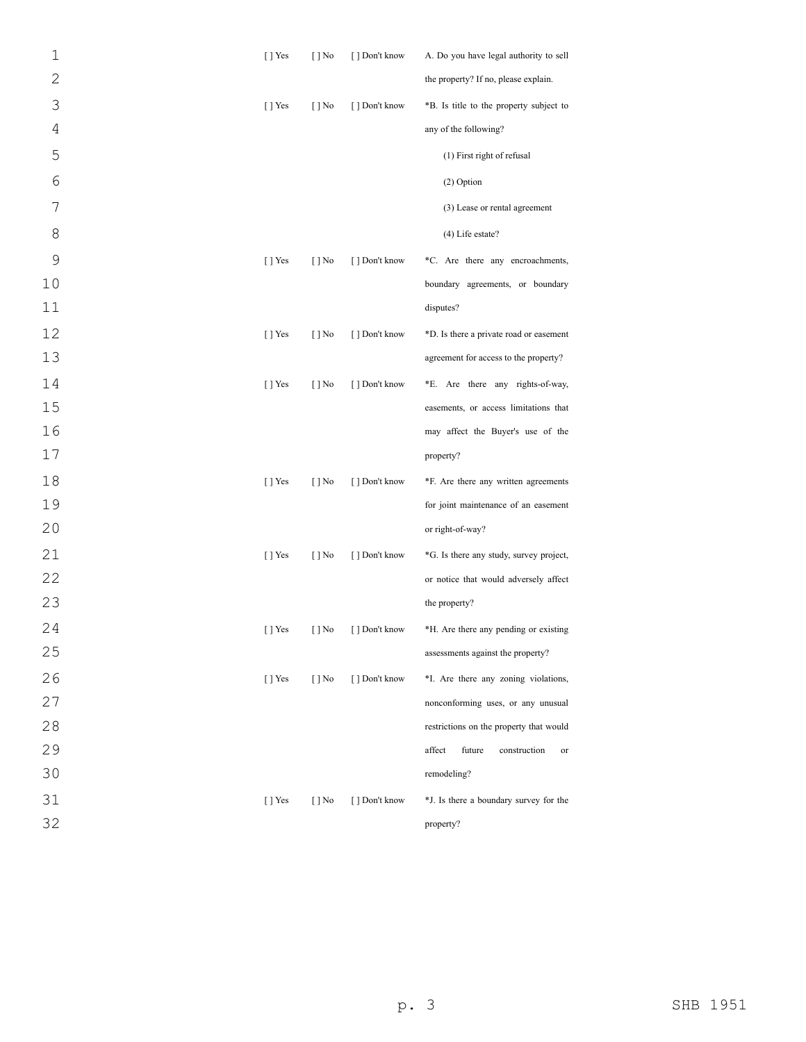| | | | |
|---|---|---|---|
| [ ] Yes | [ ] No | [ ] Don't know | A. Do you have legal authority to sell the property? If no, please explain. |
| [ ] Yes | [ ] No | [ ] Don't know | *B. Is title to the property subject to any of the following?<br>(1) First right of refusal<br>(2) Option<br>(3) Lease or rental agreement<br>(4) Life estate? |
| [ ] Yes | [ ] No | [ ] Don't know | *C. Are there any encroachments, boundary agreements, or boundary disputes? |
| [ ] Yes | [ ] No | [ ] Don't know | *D. Is there a private road or easement agreement for access to the property? |
| [ ] Yes | [ ] No | [ ] Don't know | *E. Are there any rights-of-way, easements, or access limitations that may affect the Buyer's use of the property? |
| [ ] Yes | [ ] No | [ ] Don't know | *F. Are there any written agreements for joint maintenance of an easement or right-of-way? |
| [ ] Yes | [ ] No | [ ] Don't know | *G. Is there any study, survey project, or notice that would adversely affect the property? |
| [ ] Yes | [ ] No | [ ] Don't know | *H. Are there any pending or existing assessments against the property? |
| [ ] Yes | [ ] No | [ ] Don't know | *I. Are there any zoning violations, nonconforming uses, or any unusual restrictions on the property that would affect future construction or remodeling? |
| [ ] Yes | [ ] No | [ ] Don't know | *J. Is there a boundary survey for the property? |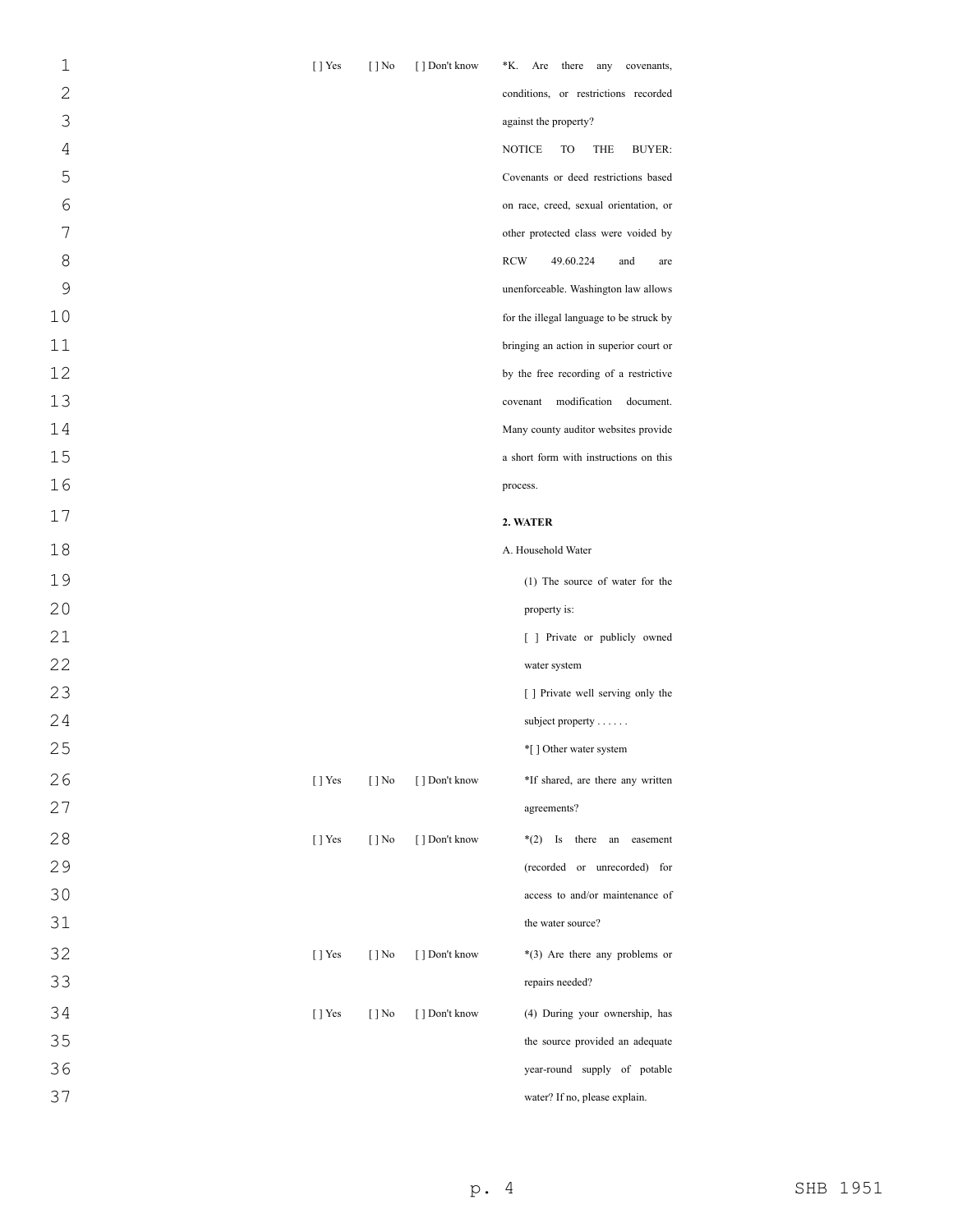[ ] Yes [ ] No [ ] Don't know *K. Are there any covenants, conditions, or restrictions recorded against the property?

NOTICE TO THE BUYER: Covenants or deed restrictions based on race, creed, sexual orientation, or other protected class were voided by RCW 49.60.224 and are unenforceable. Washington law allows for the illegal language to be struck by bringing an action in superior court or by the free recording of a restrictive covenant modification document. Many county auditor websites provide a short form with instructions on this process.

**2. WATER**

A. Household Water

(1) The source of water for the property is:

[ ] Private or publicly owned water system

[ ] Private well serving only the subject property . . . . . .

*[ ] Other water system

[ ] Yes [ ] No [ ] Don't know *If shared, are there any written agreements?

[ ] Yes [ ] No [ ] Don't know *(2) Is there an easement (recorded or unrecorded) for access to and/or maintenance of the water source?

[ ] Yes [ ] No [ ] Don't know *(3) Are there any problems or repairs needed?

[ ] Yes [ ] No [ ] Don't know (4) During your ownership, has the source provided an adequate year-round supply of potable water? If no, please explain.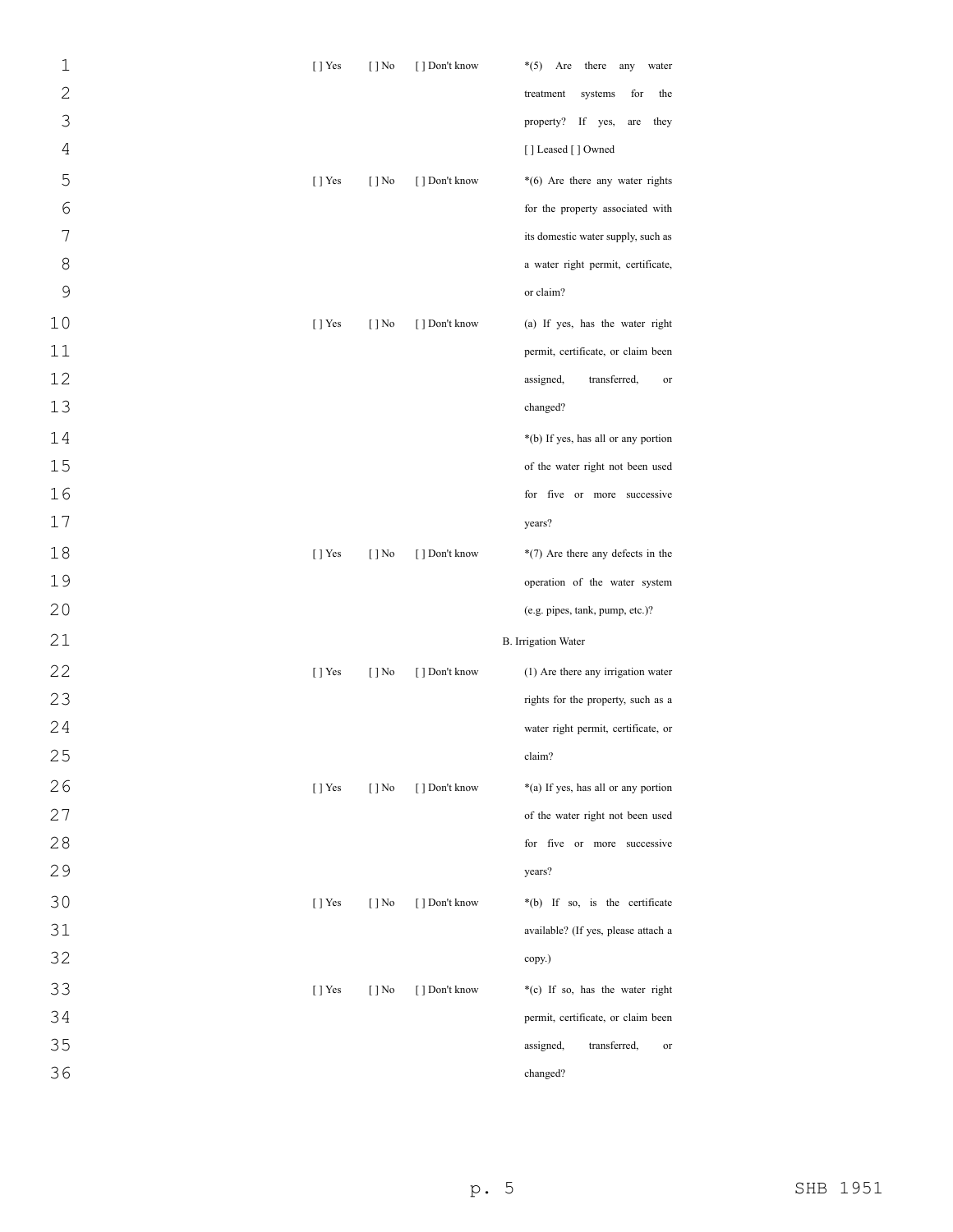| | | | |
|---|---|---|---|
| [ ] Yes | [ ] No | [ ] Don't know | *(5) Are there any water treatment systems for the property? If yes, are they [ ] Leased [ ] Owned |
| [ ] Yes | [ ] No | [ ] Don't know | *(6) Are there any water rights for the property associated with its domestic water supply, such as a water right permit, certificate, or claim? |
| [ ] Yes | [ ] No | [ ] Don't know | (a) If yes, has the water right permit, certificate, or claim been assigned, transferred, or changed? |
| | | | *(b) If yes, has all or any portion of the water right not been used for five or more successive years? |
| [ ] Yes | [ ] No | [ ] Don't know | *(7) Are there any defects in the operation of the water system (e.g. pipes, tank, pump, etc.)? |
| | | | B. Irrigation Water |
| [ ] Yes | [ ] No | [ ] Don't know | (1) Are there any irrigation water rights for the property, such as a water right permit, certificate, or claim? |
| [ ] Yes | [ ] No | [ ] Don't know | *(a) If yes, has all or any portion of the water right not been used for five or more successive years? |
| [ ] Yes | [ ] No | [ ] Don't know | *(b) If so, is the certificate available? (If yes, please attach a copy.) |
| [ ] Yes | [ ] No | [ ] Don't know | *(c) If so, has the water right permit, certificate, or claim been assigned, transferred, or changed? |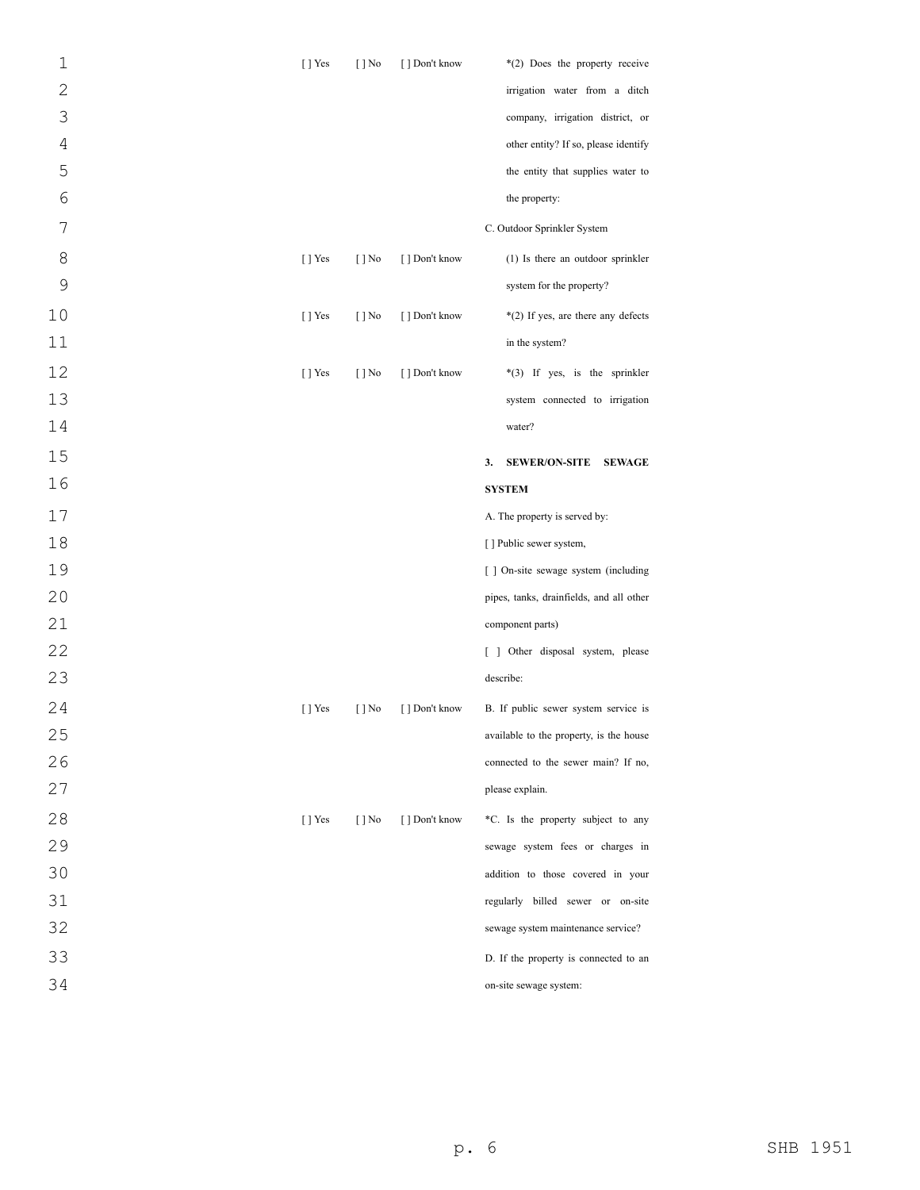| | | | |
|---|---|---|---|
| [ ] Yes | [ ] No | [ ] Don't know | *(2) Does the property receive irrigation water from a ditch company, irrigation district, or other entity? If so, please identify the entity that supplies water to the property: |
| | | | C. Outdoor Sprinkler System |
| [ ] Yes | [ ] No | [ ] Don't know | (1) Is there an outdoor sprinkler system for the property? |
| [ ] Yes | [ ] No | [ ] Don't know | *(2) If yes, are there any defects in the system? |
| [ ] Yes | [ ] No | [ ] Don't know | *(3) If yes, is the sprinkler system connected to irrigation water? |
| | | | **3. SEWER/ON-SITE SEWAGE SYSTEM** |
| | | | A. The property is served by: |
| | | | [ ] Public sewer system, |
| | | | [ ] On-site sewage system (including pipes, tanks, drainfields, and all other component parts) |
| | | | [ ] Other disposal system, please describe: |
| [ ] Yes | [ ] No | [ ] Don't know | B. If public sewer system service is available to the property, is the house connected to the sewer main? If no, please explain. |
| [ ] Yes | [ ] No | [ ] Don't know | *C. Is the property subject to any sewage system fees or charges in addition to those covered in your regularly billed sewer or on-site sewage system maintenance service? |
| | | | D. If the property is connected to an on-site sewage system: |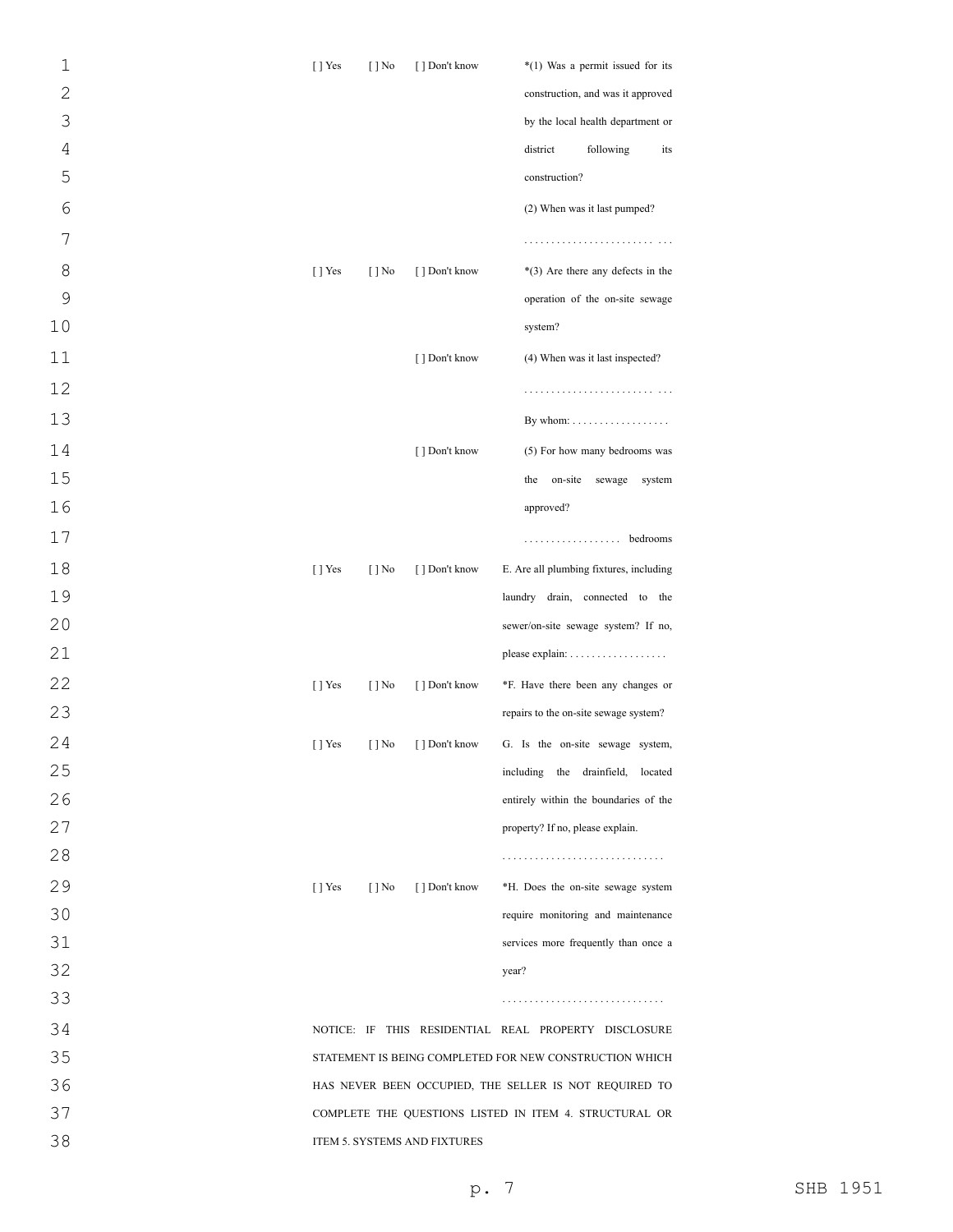| | | | |
|---|---|---|---|
| [ ] Yes | [ ] No | [ ] Don't know | *(1) Was a permit issued for its construction, and was it approved by the local health department or district following its construction? |
| | | | (2) When was it last pumped? |
| | | | . . . . . . . . . . . . . . . . . . . . . . . . . . . |
| [ ] Yes | [ ] No | [ ] Don't know | *(3) Are there any defects in the operation of the on-site sewage system? |
| | | [ ] Don't know | (4) When was it last inspected? |
| | | | . . . . . . . . . . . . . . . . . . . . . . . . . . . |
| | | | By whom: . . . . . . . . . . . . . . . . . . |
| | | [ ] Don't know | (5) For how many bedrooms was the on-site sewage system approved? |
| | | | . . . . . . . . . . . . . . . . . . bedrooms |
| [ ] Yes | [ ] No | [ ] Don't know | E. Are all plumbing fixtures, including laundry drain, connected to the sewer/on-site sewage system? If no, please explain: . . . . . . . . . . . . . . . . . . |
| [ ] Yes | [ ] No | [ ] Don't know | *F. Have there been any changes or repairs to the on-site sewage system? |
| [ ] Yes | [ ] No | [ ] Don't know | G. Is the on-site sewage system, including the drainfield, located entirely within the boundaries of the property? If no, please explain. |
| | | | . . . . . . . . . . . . . . . . . . . . . . . . . . . . . |
| [ ] Yes | [ ] No | [ ] Don't know | *H. Does the on-site sewage system require monitoring and maintenance services more frequently than once a year? |
| | | | . . . . . . . . . . . . . . . . . . . . . . . . . . . . . |

NOTICE: IF THIS RESIDENTIAL REAL PROPERTY DISCLOSURE STATEMENT IS BEING COMPLETED FOR NEW CONSTRUCTION WHICH HAS NEVER BEEN OCCUPIED, THE SELLER IS NOT REQUIRED TO COMPLETE THE QUESTIONS LISTED IN ITEM 4. STRUCTURAL OR ITEM 5. SYSTEMS AND FIXTURES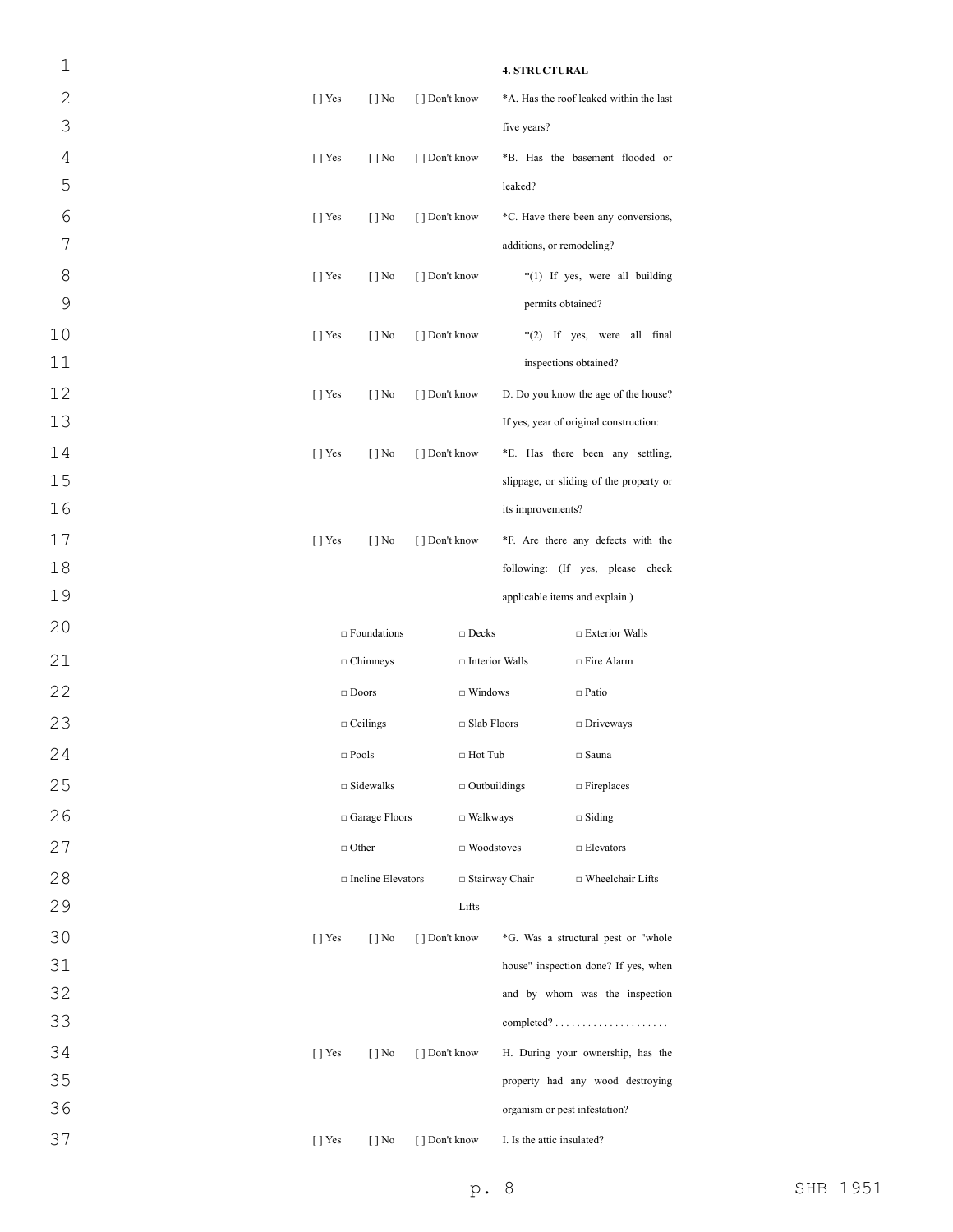**4. STRUCTURAL**

[ ] Yes [ ] No [ ] Don't know *A. Has the roof leaked within the last five years?

[ ] Yes [ ] No [ ] Don't know *B. Has the basement flooded or leaked?

[ ] Yes [ ] No [ ] Don't know *C. Have there been any conversions, additions, or remodeling?

[ ] Yes [ ] No [ ] Don't know *(1) If yes, were all building permits obtained?

[ ] Yes [ ] No [ ] Don't know *(2) If yes, were all final inspections obtained?

[ ] Yes [ ] No [ ] Don't know D. Do you know the age of the house? If yes, year of original construction:

[ ] Yes [ ] No [ ] Don't know *E. Has there been any settling, slippage, or sliding of the property or its improvements?

[ ] Yes [ ] No [ ] Don't know *F. Are there any defects with the following: (If yes, please check applicable items and explain.)

| | | |
|---|---|---|
| □ Foundations | □ Decks | □ Exterior Walls |
| □ Chimneys | □ Interior Walls | □ Fire Alarm |
| □ Doors | □ Windows | □ Patio |
| □ Ceilings | □ Slab Floors | □ Driveways |
| □ Pools | □ Hot Tub | □ Sauna |
| □ Sidewalks | □ Outbuildings | □ Fireplaces |
| □ Garage Floors | □ Walkways | □ Siding |
| □ Other | □ Woodstoves | □ Elevators |
| □ Incline Elevators | □ Stairway Chair Lifts | □ Wheelchair Lifts |

[ ] Yes [ ] No [ ] Don't know *G. Was a structural pest or "whole house" inspection done? If yes, when and by whom was the inspection completed? . . . . . . . . . . . . . . . . . . . . .

[ ] Yes [ ] No [ ] Don't know H. During your ownership, has the property had any wood destroying organism or pest infestation?

[ ] Yes [ ] No [ ] Don't know I. Is the attic insulated?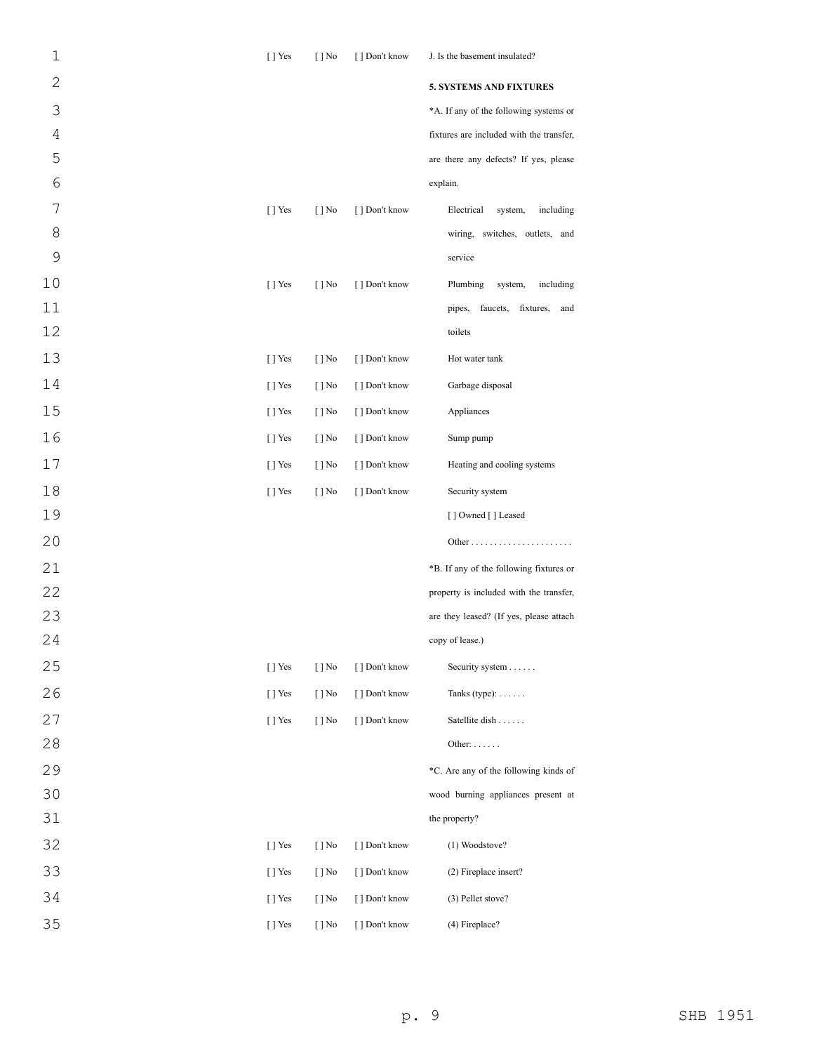[ ] Yes [ ] No [ ] Don't know J. Is the basement insulated?

**5. SYSTEMS AND FIXTURES**

*A. If any of the following systems or fixtures are included with the transfer, are there any defects? If yes, please explain.

[ ] Yes [ ] No [ ] Don't know Electrical system, including wiring, switches, outlets, and service

[ ] Yes [ ] No [ ] Don't know Plumbing system, including pipes, faucets, fixtures, and toilets

[ ] Yes [ ] No [ ] Don't know Hot water tank

[ ] Yes [ ] No [ ] Don't know Garbage disposal

[ ] Yes [ ] No [ ] Don't know Appliances

[ ] Yes [ ] No [ ] Don't know Sump pump

[ ] Yes [ ] No [ ] Don't know Heating and cooling systems

[ ] Yes [ ] No [ ] Don't know Security system

[ ] Owned [ ] Leased

Other . . . . . . . . . . . . . . . . . . . . . .

*B. If any of the following fixtures or property is included with the transfer, are they leased? (If yes, please attach copy of lease.)

[ ] Yes [ ] No [ ] Don't know Security system . . . . . .

[ ] Yes [ ] No [ ] Don't know Tanks (type): . . . . . .

[ ] Yes [ ] No [ ] Don't know Satellite dish . . . . . .

Other: . . . . . .

*C. Are any of the following kinds of wood burning appliances present at the property?

[ ] Yes [ ] No [ ] Don't know (1) Woodstove?

[ ] Yes [ ] No [ ] Don't know (2) Fireplace insert?

[ ] Yes [ ] No [ ] Don't know (3) Pellet stove?

[ ] Yes [ ] No [ ] Don't know (4) Fireplace?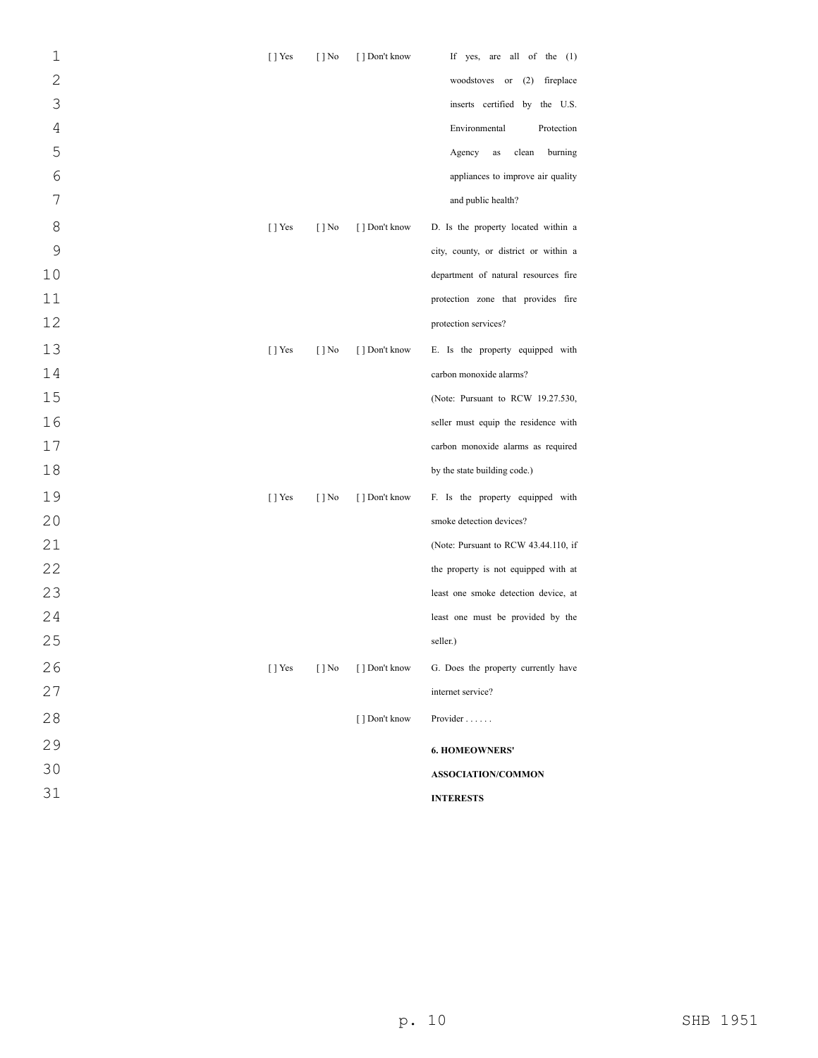| | | | |
|---|---|---|---|
| [ ] Yes | [ ] No | [ ] Don't know | If yes, are all of the (1) woodstoves or (2) fireplace inserts certified by the U.S. Environmental Protection Agency as clean burning appliances to improve air quality and public health? |
| [ ] Yes | [ ] No | [ ] Don't know | D. Is the property located within a city, county, or district or within a department of natural resources fire protection zone that provides fire protection services? |
| [ ] Yes | [ ] No | [ ] Don't know | E. Is the property equipped with carbon monoxide alarms? (Note: Pursuant to RCW 19.27.530, seller must equip the residence with carbon monoxide alarms as required by the state building code.) |
| [ ] Yes | [ ] No | [ ] Don't know | F. Is the property equipped with smoke detection devices? (Note: Pursuant to RCW 43.44.110, if the property is not equipped with at least one smoke detection device, at least one must be provided by the seller.) |
| [ ] Yes | [ ] No | [ ] Don't know | G. Does the property currently have internet service? |
| | | [ ] Don't know | Provider . . . . . . |

**6. HOMEOWNERS' ASSOCIATION/COMMON INTERESTS**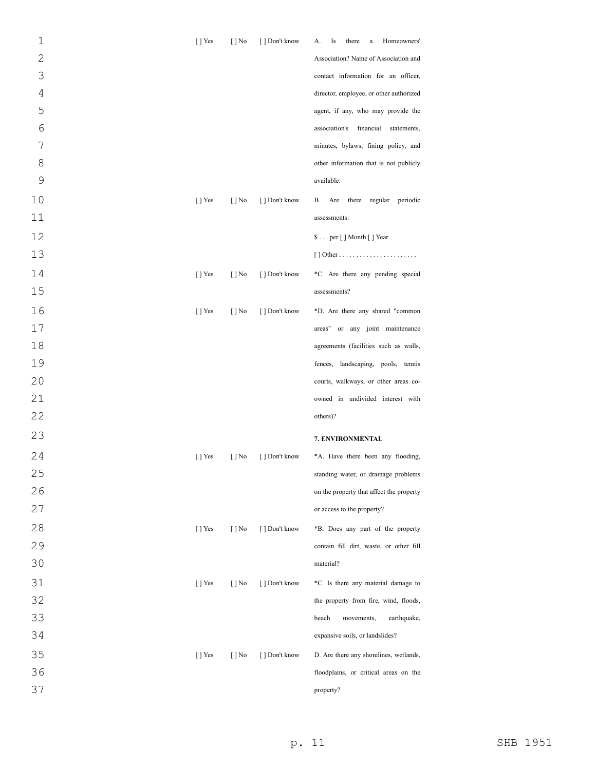| | | | |
|---|---|---|---|
| [ ] Yes | [ ] No | [ ] Don't know | A. Is there a Homeowners' Association? Name of Association and contact information for an officer, director, employee, or other authorized agent, if any, who may provide the association's financial statements, minutes, bylaws, fining policy, and other information that is not publicly available: |
| [ ] Yes | [ ] No | [ ] Don't know | B. Are there regular periodic assessments: |
| | | | $ . . . per [ ] Month [ ] Year |
| | | | [ ] Other . . . . . . . . . . . . . . . . . . . . . . . |
| [ ] Yes | [ ] No | [ ] Don't know | *C. Are there any pending special assessments? |
| [ ] Yes | [ ] No | [ ] Don't know | *D. Are there any shared "common areas" or any joint maintenance agreements (facilities such as walls, fences, landscaping, pools, tennis courts, walkways, or other areas co-owned in undivided interest with others)? |

**7. ENVIRONMENTAL**

| | | | |
|---|---|---|---|
| [ ] Yes | [ ] No | [ ] Don't know | *A. Have there been any flooding, standing water, or drainage problems on the property that affect the property or access to the property? |
| [ ] Yes | [ ] No | [ ] Don't know | *B. Does any part of the property contain fill dirt, waste, or other fill material? |
| [ ] Yes | [ ] No | [ ] Don't know | *C. Is there any material damage to the property from fire, wind, floods, beach movements, earthquake, expansive soils, or landslides? |
| [ ] Yes | [ ] No | [ ] Don't know | D. Are there any shorelines, wetlands, floodplains, or critical areas on the property? |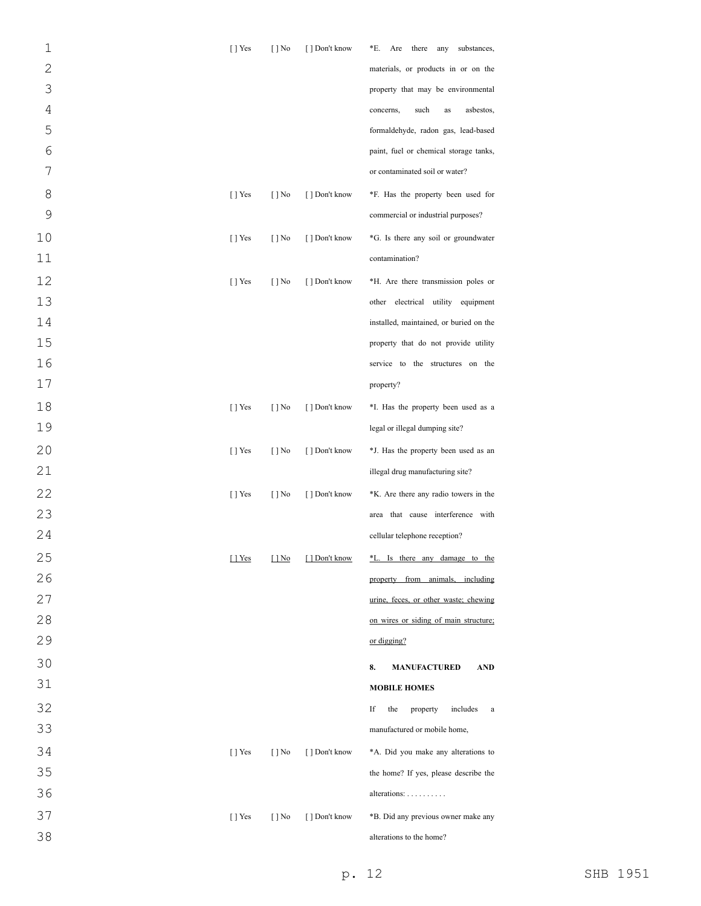| | | | |
|---|---|---|---|
| [ ] Yes | [ ] No | [ ] Don't know | *E. Are there any substances, materials, or products in or on the property that may be environmental concerns, such as asbestos, formaldehyde, radon gas, lead-based paint, fuel or chemical storage tanks, or contaminated soil or water? |
| [ ] Yes | [ ] No | [ ] Don't know | *F. Has the property been used for commercial or industrial purposes? |
| [ ] Yes | [ ] No | [ ] Don't know | *G. Is there any soil or groundwater contamination? |
| [ ] Yes | [ ] No | [ ] Don't know | *H. Are there transmission poles or other electrical utility equipment installed, maintained, or buried on the property that do not provide utility service to the structures on the property? |
| [ ] Yes | [ ] No | [ ] Don't know | *I. Has the property been used as a legal or illegal dumping site? |
| [ ] Yes | [ ] No | [ ] Don't know | *J. Has the property been used as an illegal drug manufacturing site? |
| [ ] Yes | [ ] No | [ ] Don't know | *K. Are there any radio towers in the area that cause interference with cellular telephone reception? |
| <u>[ ] Yes</u> | <u>[ ] No</u> | <u>[ ] Don't know</u> | <u>*L. Is there any damage to the property from animals, including urine, feces, or other waste; chewing on wires or siding of main structure; or digging?</u> |
| | | | **8. MANUFACTURED AND MOBILE HOMES** |
| | | | If the property includes a manufactured or mobile home, |
| [ ] Yes | [ ] No | [ ] Don't know | *A. Did you make any alterations to the home? If yes, please describe the alterations: . . . . . . . . . . |
| [ ] Yes | [ ] No | [ ] Don't know | *B. Did any previous owner make any alterations to the home? |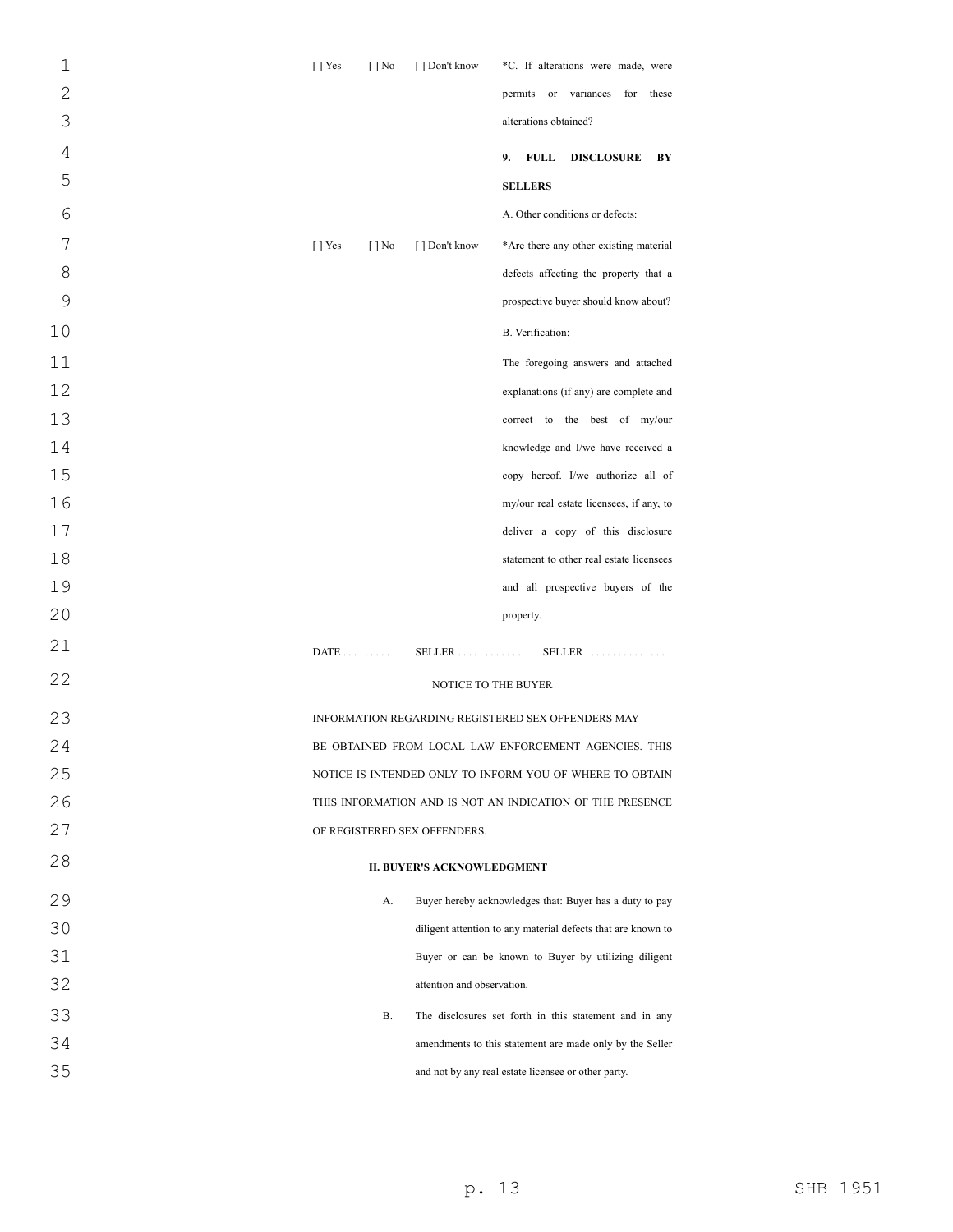| | | | |
|---|---|---|---|
| [ ] Yes | [ ] No | [ ] Don't know | *C. If alterations were made, were permits or variances for these alterations obtained? |
| | | | **9. FULL DISCLOSURE BY SELLERS** |
| | | | A. Other conditions or defects: |
| [ ] Yes | [ ] No | [ ] Don't know | *Are there any other existing material defects affecting the property that a prospective buyer should know about? |
| | | | B. Verification: |
| | | | The foregoing answers and attached explanations (if any) are complete and correct to the best of my/our knowledge and I/we have received a copy hereof. I/we authorize all of my/our real estate licensees, if any, to deliver a copy of this disclosure statement to other real estate licensees and all prospective buyers of the property. |

DATE . . . . . . . . . SELLER . . . . . . . . . . . . SELLER . . . . . . . . . . . . . . .

NOTICE TO THE BUYER

INFORMATION REGARDING REGISTERED SEX OFFENDERS MAY BE OBTAINED FROM LOCAL LAW ENFORCEMENT AGENCIES. THIS NOTICE IS INTENDED ONLY TO INFORM YOU OF WHERE TO OBTAIN THIS INFORMATION AND IS NOT AN INDICATION OF THE PRESENCE OF REGISTERED SEX OFFENDERS.

**II. BUYER'S ACKNOWLEDGMENT**

A. Buyer hereby acknowledges that: Buyer has a duty to pay diligent attention to any material defects that are known to Buyer or can be known to Buyer by utilizing diligent attention and observation.

B. The disclosures set forth in this statement and in any amendments to this statement are made only by the Seller and not by any real estate licensee or other party.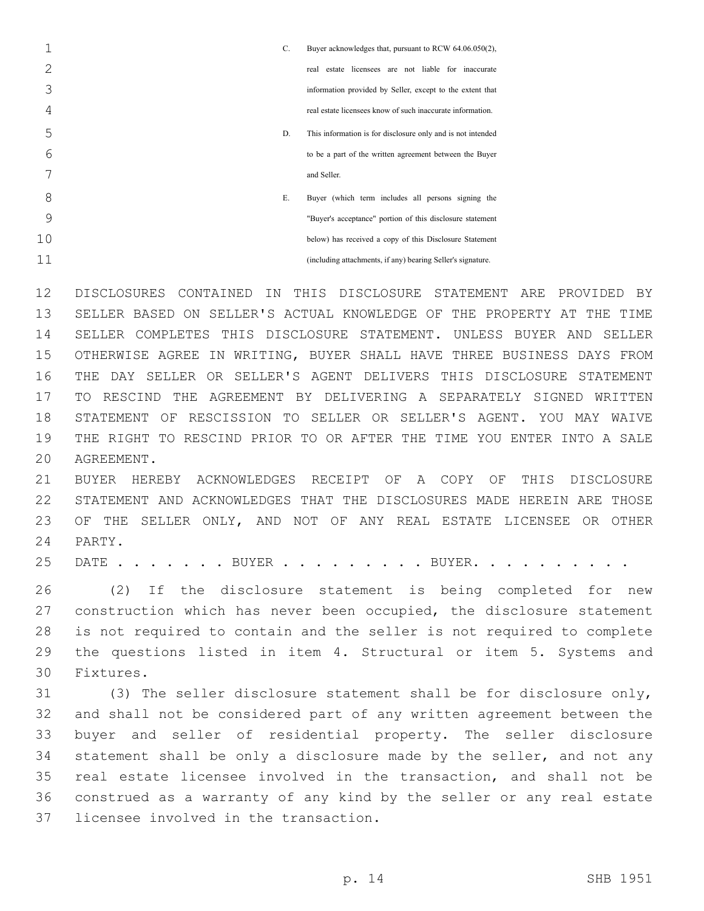C. Buyer acknowledges that, pursuant to RCW 64.06.050(2), real estate licensees are not liable for inaccurate information provided by Seller, except to the extent that real estate licensees know of such inaccurate information.

D. This information is for disclosure only and is not intended to be a part of the written agreement between the Buyer and Seller.

E. Buyer (which term includes all persons signing the "Buyer's acceptance" portion of this disclosure statement below) has received a copy of this Disclosure Statement (including attachments, if any) bearing Seller's signature.

DISCLOSURES CONTAINED IN THIS DISCLOSURE STATEMENT ARE PROVIDED BY SELLER BASED ON SELLER'S ACTUAL KNOWLEDGE OF THE PROPERTY AT THE TIME SELLER COMPLETES THIS DISCLOSURE STATEMENT. UNLESS BUYER AND SELLER OTHERWISE AGREE IN WRITING, BUYER SHALL HAVE THREE BUSINESS DAYS FROM THE DAY SELLER OR SELLER'S AGENT DELIVERS THIS DISCLOSURE STATEMENT TO RESCIND THE AGREEMENT BY DELIVERING A SEPARATELY SIGNED WRITTEN STATEMENT OF RESCISSION TO SELLER OR SELLER'S AGENT. YOU MAY WAIVE THE RIGHT TO RESCIND PRIOR TO OR AFTER THE TIME YOU ENTER INTO A SALE AGREEMENT.

BUYER HEREBY ACKNOWLEDGES RECEIPT OF A COPY OF THIS DISCLOSURE STATEMENT AND ACKNOWLEDGES THAT THE DISCLOSURES MADE HEREIN ARE THOSE OF THE SELLER ONLY, AND NOT OF ANY REAL ESTATE LICENSEE OR OTHER PARTY.

DATE . . . . . . . BUYER . . . . . . . . . BUYER. . . . . . . . . .

(2) If the disclosure statement is being completed for new construction which has never been occupied, the disclosure statement is not required to contain and the seller is not required to complete the questions listed in item 4. Structural or item 5. Systems and Fixtures.

(3) The seller disclosure statement shall be for disclosure only, and shall not be considered part of any written agreement between the buyer and seller of residential property. The seller disclosure statement shall be only a disclosure made by the seller, and not any real estate licensee involved in the transaction, and shall not be construed as a warranty of any kind by the seller or any real estate licensee involved in the transaction.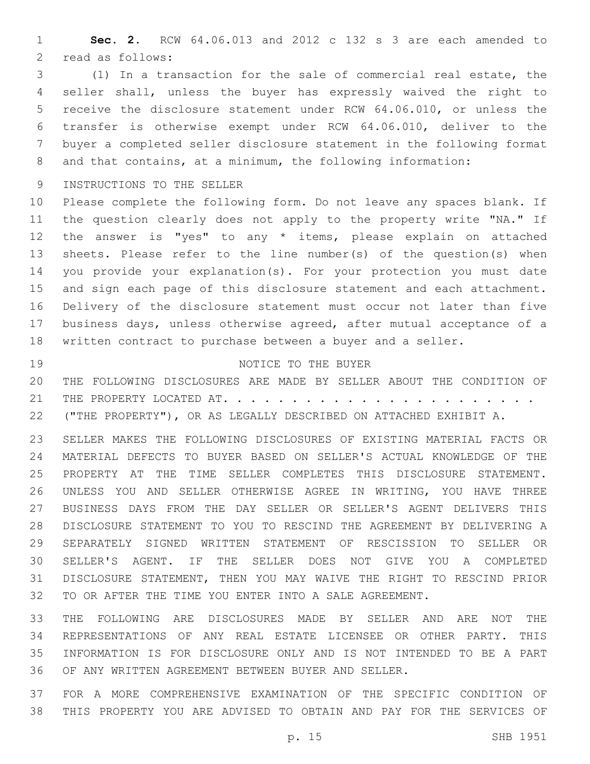**Sec. 2.** RCW 64.06.013 and 2012 c 132 s 3 are each amended to read as follows:

(1) In a transaction for the sale of commercial real estate, the seller shall, unless the buyer has expressly waived the right to receive the disclosure statement under RCW 64.06.010, or unless the transfer is otherwise exempt under RCW 64.06.010, deliver to the buyer a completed seller disclosure statement in the following format and that contains, at a minimum, the following information:

INSTRUCTIONS TO THE SELLER

Please complete the following form. Do not leave any spaces blank. If the question clearly does not apply to the property write "NA." If the answer is "yes" to any * items, please explain on attached sheets. Please refer to the line number(s) of the question(s) when you provide your explanation(s). For your protection you must date and sign each page of this disclosure statement and each attachment. Delivery of the disclosure statement must occur not later than five business days, unless otherwise agreed, after mutual acceptance of a written contract to purchase between a buyer and a seller.

NOTICE TO THE BUYER

THE FOLLOWING DISCLOSURES ARE MADE BY SELLER ABOUT THE CONDITION OF THE PROPERTY LOCATED AT. . . . . . . . . . . . . . . . . . . . . . . ("THE PROPERTY"), OR AS LEGALLY DESCRIBED ON ATTACHED EXHIBIT A.

SELLER MAKES THE FOLLOWING DISCLOSURES OF EXISTING MATERIAL FACTS OR MATERIAL DEFECTS TO BUYER BASED ON SELLER'S ACTUAL KNOWLEDGE OF THE PROPERTY AT THE TIME SELLER COMPLETES THIS DISCLOSURE STATEMENT. UNLESS YOU AND SELLER OTHERWISE AGREE IN WRITING, YOU HAVE THREE BUSINESS DAYS FROM THE DAY SELLER OR SELLER'S AGENT DELIVERS THIS DISCLOSURE STATEMENT TO YOU TO RESCIND THE AGREEMENT BY DELIVERING A SEPARATELY SIGNED WRITTEN STATEMENT OF RESCISSION TO SELLER OR SELLER'S AGENT. IF THE SELLER DOES NOT GIVE YOU A COMPLETED DISCLOSURE STATEMENT, THEN YOU MAY WAIVE THE RIGHT TO RESCIND PRIOR TO OR AFTER THE TIME YOU ENTER INTO A SALE AGREEMENT.

THE FOLLOWING ARE DISCLOSURES MADE BY SELLER AND ARE NOT THE REPRESENTATIONS OF ANY REAL ESTATE LICENSEE OR OTHER PARTY. THIS INFORMATION IS FOR DISCLOSURE ONLY AND IS NOT INTENDED TO BE A PART OF ANY WRITTEN AGREEMENT BETWEEN BUYER AND SELLER.

FOR A MORE COMPREHENSIVE EXAMINATION OF THE SPECIFIC CONDITION OF THIS PROPERTY YOU ARE ADVISED TO OBTAIN AND PAY FOR THE SERVICES OF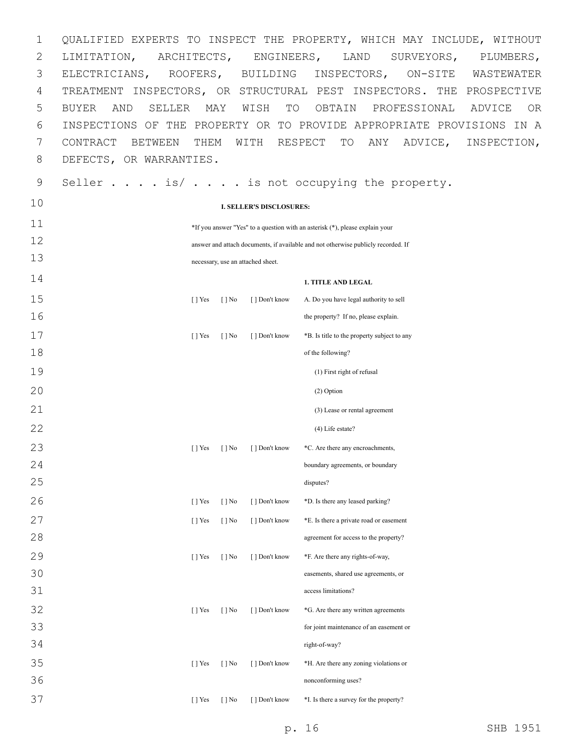QUALIFIED EXPERTS TO INSPECT THE PROPERTY, WHICH MAY INCLUDE, WITHOUT LIMITATION, ARCHITECTS, ENGINEERS, LAND SURVEYORS, PLUMBERS, ELECTRICIANS, ROOFERS, BUILDING INSPECTORS, ON-SITE WASTEWATER TREATMENT INSPECTORS, OR STRUCTURAL PEST INSPECTORS. THE PROSPECTIVE BUYER AND SELLER MAY WISH TO OBTAIN PROFESSIONAL ADVICE OR INSPECTIONS OF THE PROPERTY OR TO PROVIDE APPROPRIATE PROVISIONS IN A CONTRACT BETWEEN THEM WITH RESPECT TO ANY ADVICE, INSPECTION, DEFECTS, OR WARRANTIES.

Seller . . . . is/ . . . . is not occupying the property.

**I. SELLER'S DISCLOSURES:**

*If you answer "Yes" to a question with an asterisk (*), please explain your answer and attach documents, if available and not otherwise publicly recorded. If necessary, use an attached sheet.

**1. TITLE AND LEGAL**

[ ] Yes [ ] No [ ] Don't know A. Do you have legal authority to sell the property? If no, please explain.

[ ] Yes [ ] No [ ] Don't know *B. Is title to the property subject to any of the following?

(1) First right of refusal

(2) Option

(3) Lease or rental agreement

(4) Life estate?

[ ] Yes [ ] No [ ] Don't know *C. Are there any encroachments, boundary agreements, or boundary disputes?

[ ] Yes [ ] No [ ] Don't know *D. Is there any leased parking?

[ ] Yes [ ] No [ ] Don't know *E. Is there a private road or easement agreement for access to the property?

[ ] Yes [ ] No [ ] Don't know *F. Are there any rights-of-way, easements, shared use agreements, or access limitations?

[ ] Yes [ ] No [ ] Don't know *G. Are there any written agreements for joint maintenance of an easement or right-of-way?

[ ] Yes [ ] No [ ] Don't know *H. Are there any zoning violations or nonconforming uses?

[ ] Yes [ ] No [ ] Don't know *I. Is there a survey for the property?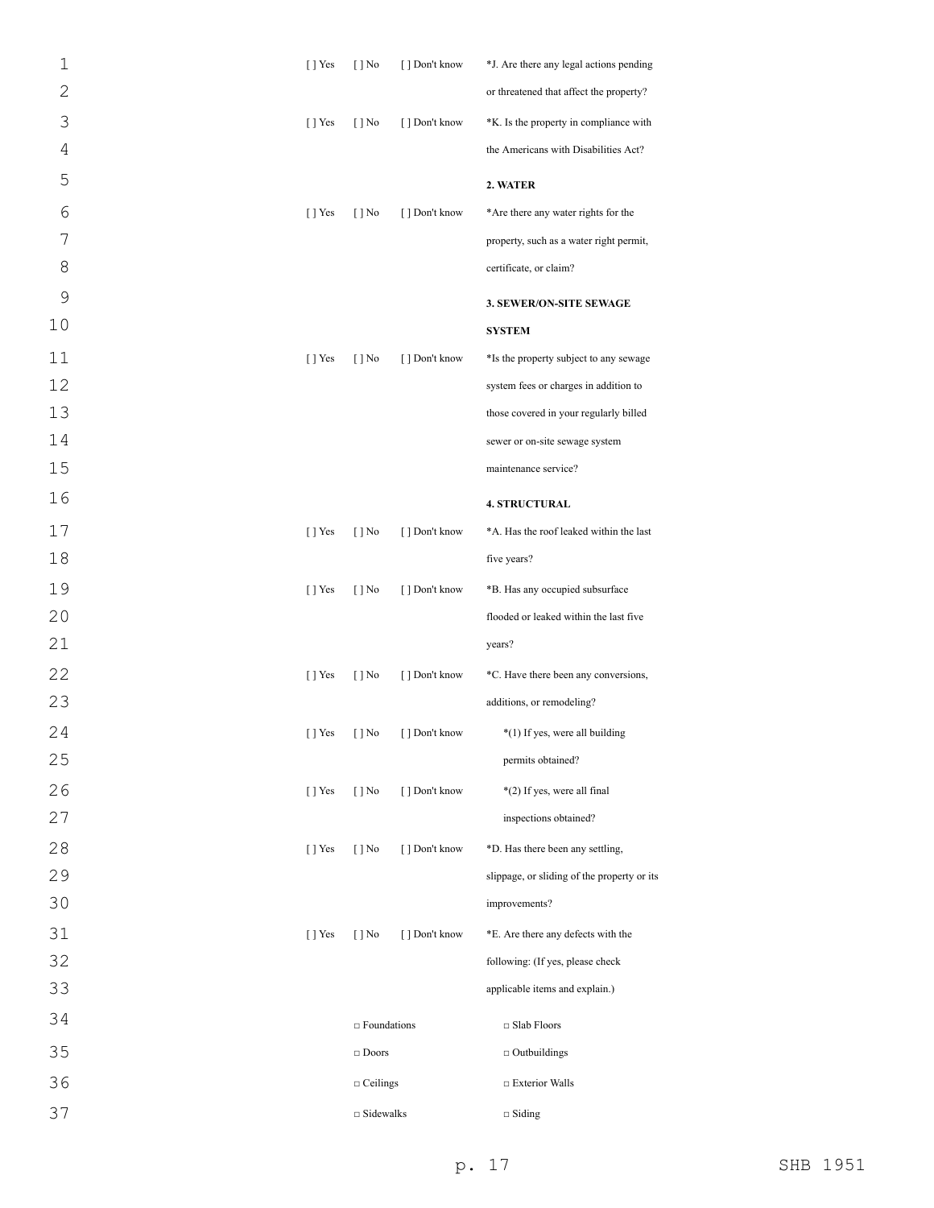[ ] Yes [ ] No [ ] Don't know *J. Are there any legal actions pending or threatened that affect the property?

[ ] Yes [ ] No [ ] Don't know *K. Is the property in compliance with the Americans with Disabilities Act?

**2. WATER**

[ ] Yes [ ] No [ ] Don't know *Are there any water rights for the property, such as a water right permit, certificate, or claim?

**3. SEWER/ON-SITE SEWAGE SYSTEM**

[ ] Yes [ ] No [ ] Don't know *Is the property subject to any sewage system fees or charges in addition to those covered in your regularly billed sewer or on-site sewage system maintenance service?

**4. STRUCTURAL**

[ ] Yes [ ] No [ ] Don't know *A. Has the roof leaked within the last five years?

[ ] Yes [ ] No [ ] Don't know *B. Has any occupied subsurface flooded or leaked within the last five years?

[ ] Yes [ ] No [ ] Don't know *C. Have there been any conversions, additions, or remodeling?

[ ] Yes [ ] No [ ] Don't know *(1) If yes, were all building permits obtained?

[ ] Yes [ ] No [ ] Don't know *(2) If yes, were all final inspections obtained?

[ ] Yes [ ] No [ ] Don't know *D. Has there been any settling, slippage, or sliding of the property or its improvements?

[ ] Yes [ ] No [ ] Don't know *E. Are there any defects with the following: (If yes, please check applicable items and explain.)

□ Foundations □ Slab Floors

□ Doors □ Outbuildings

□ Ceilings □ Exterior Walls

□ Sidewalks □ Siding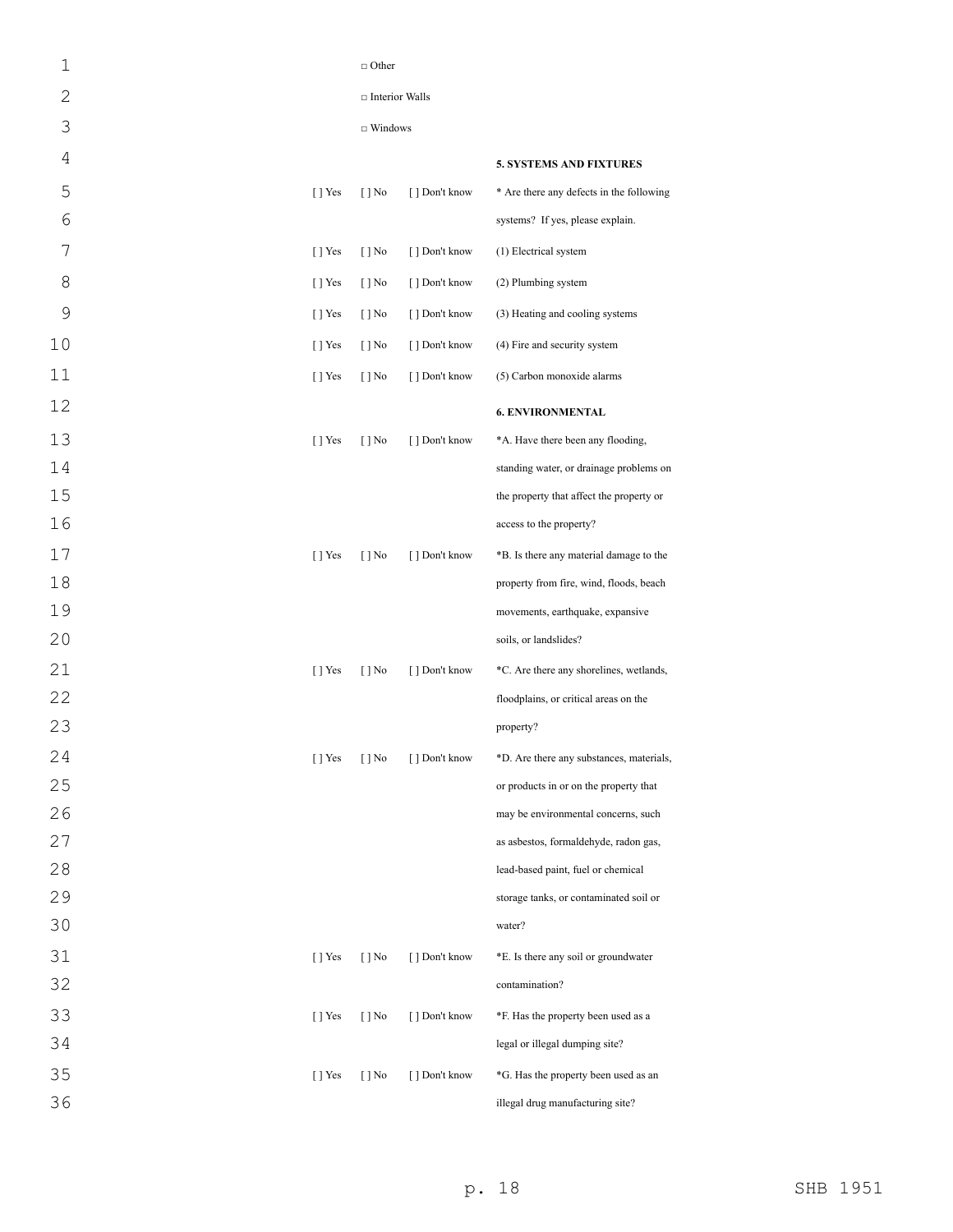□ Other

□ Interior Walls

□ Windows

| | | | |
|---|---|---|---|
| | | | **5. SYSTEMS AND FIXTURES** |
| [ ] Yes | [ ] No | [ ] Don't know | * Are there any defects in the following systems? If yes, please explain. |
| [ ] Yes | [ ] No | [ ] Don't know | (1) Electrical system |
| [ ] Yes | [ ] No | [ ] Don't know | (2) Plumbing system |
| [ ] Yes | [ ] No | [ ] Don't know | (3) Heating and cooling systems |
| [ ] Yes | [ ] No | [ ] Don't know | (4) Fire and security system |
| [ ] Yes | [ ] No | [ ] Don't know | (5) Carbon monoxide alarms |
| | | | **6. ENVIRONMENTAL** |
| [ ] Yes | [ ] No | [ ] Don't know | *A. Have there been any flooding, standing water, or drainage problems on the property that affect the property or access to the property? |
| [ ] Yes | [ ] No | [ ] Don't know | *B. Is there any material damage to the property from fire, wind, floods, beach movements, earthquake, expansive soils, or landslides? |
| [ ] Yes | [ ] No | [ ] Don't know | *C. Are there any shorelines, wetlands, floodplains, or critical areas on the property? |
| [ ] Yes | [ ] No | [ ] Don't know | *D. Are there any substances, materials, or products in or on the property that may be environmental concerns, such as asbestos, formaldehyde, radon gas, lead-based paint, fuel or chemical storage tanks, or contaminated soil or water? |
| [ ] Yes | [ ] No | [ ] Don't know | *E. Is there any soil or groundwater contamination? |
| [ ] Yes | [ ] No | [ ] Don't know | *F. Has the property been used as a legal or illegal dumping site? |
| [ ] Yes | [ ] No | [ ] Don't know | *G. Has the property been used as an illegal drug manufacturing site? |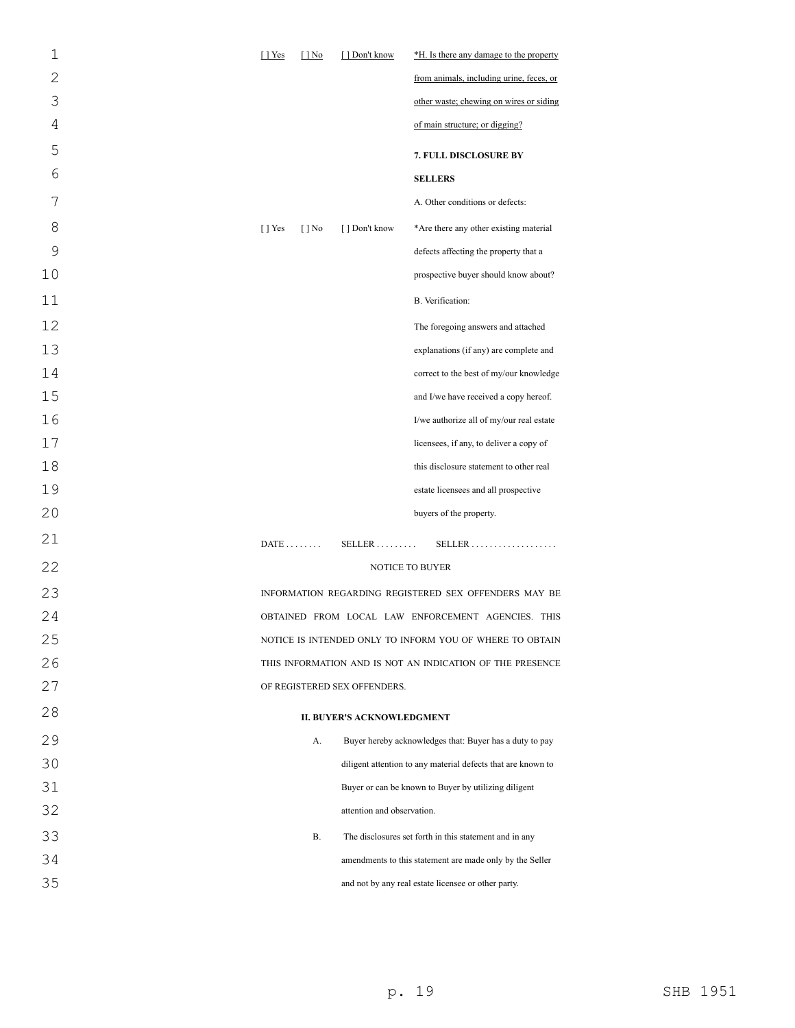[ ] Yes [ ] No [ ] Don't know *H. Is there any damage to the property from animals, including urine, feces, or other waste; chewing on wires or siding of main structure; or digging?

**7. FULL DISCLOSURE BY SELLERS**

A. Other conditions or defects:

[ ] Yes [ ] No [ ] Don't know *Are there any other existing material defects affecting the property that a prospective buyer should know about?

B. Verification:

The foregoing answers and attached explanations (if any) are complete and correct to the best of my/our knowledge and I/we have received a copy hereof. I/we authorize all of my/our real estate licensees, if any, to deliver a copy of this disclosure statement to other real estate licensees and all prospective buyers of the property.

DATE . . . . . . . . SELLER . . . . . . . . . SELLER . . . . . . . . . . . . . . . . . . .

NOTICE TO BUYER

INFORMATION REGARDING REGISTERED SEX OFFENDERS MAY BE OBTAINED FROM LOCAL LAW ENFORCEMENT AGENCIES. THIS NOTICE IS INTENDED ONLY TO INFORM YOU OF WHERE TO OBTAIN THIS INFORMATION AND IS NOT AN INDICATION OF THE PRESENCE OF REGISTERED SEX OFFENDERS.

**II. BUYER'S ACKNOWLEDGMENT**

A. Buyer hereby acknowledges that: Buyer has a duty to pay diligent attention to any material defects that are known to Buyer or can be known to Buyer by utilizing diligent attention and observation.

B. The disclosures set forth in this statement and in any amendments to this statement are made only by the Seller and not by any real estate licensee or other party.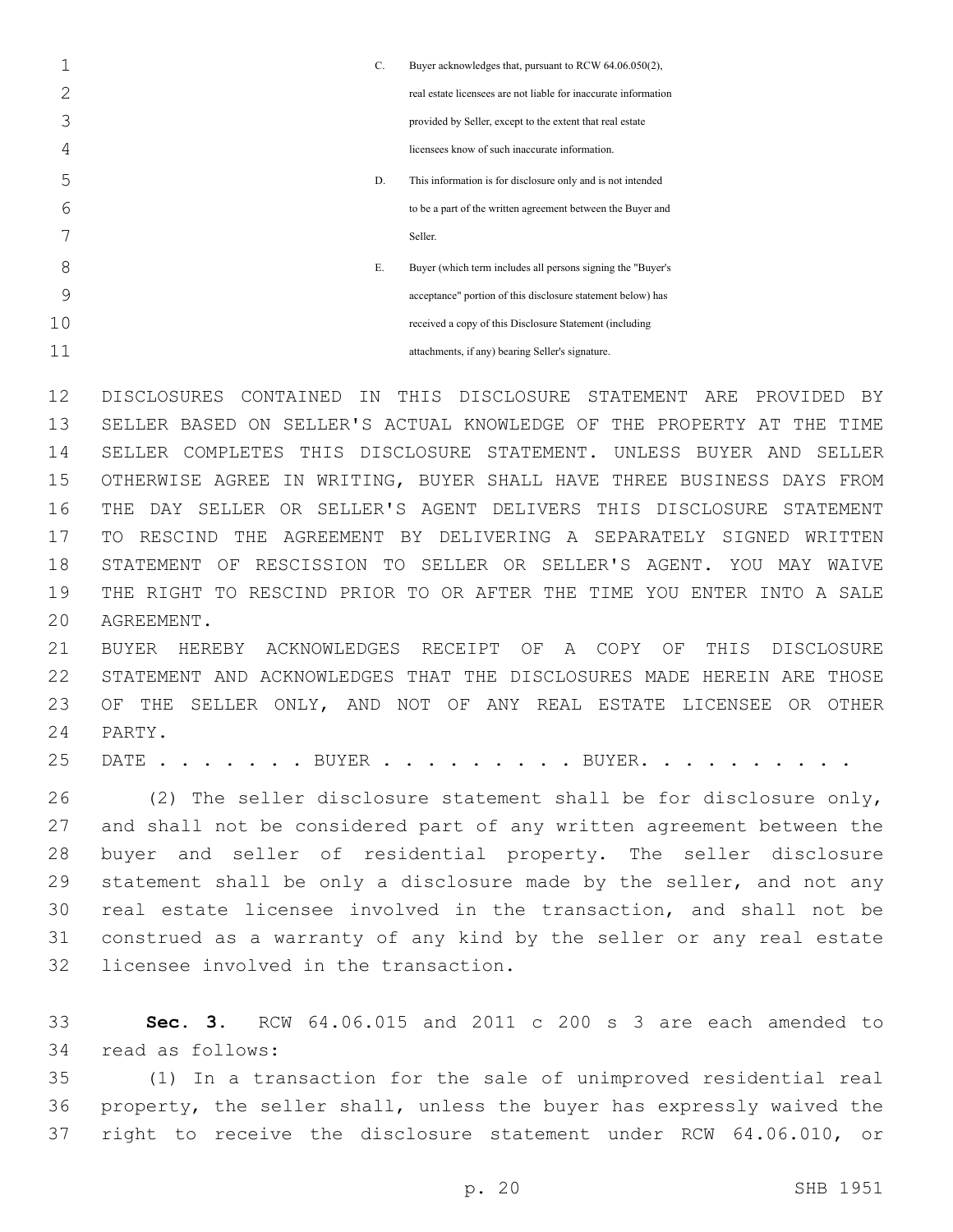C. Buyer acknowledges that, pursuant to RCW 64.06.050(2), real estate licensees are not liable for inaccurate information provided by Seller, except to the extent that real estate licensees know of such inaccurate information.

D. This information is for disclosure only and is not intended to be a part of the written agreement between the Buyer and Seller.

E. Buyer (which term includes all persons signing the "Buyer's acceptance" portion of this disclosure statement below) has received a copy of this Disclosure Statement (including attachments, if any) bearing Seller's signature.

DISCLOSURES CONTAINED IN THIS DISCLOSURE STATEMENT ARE PROVIDED BY SELLER BASED ON SELLER'S ACTUAL KNOWLEDGE OF THE PROPERTY AT THE TIME SELLER COMPLETES THIS DISCLOSURE STATEMENT. UNLESS BUYER AND SELLER OTHERWISE AGREE IN WRITING, BUYER SHALL HAVE THREE BUSINESS DAYS FROM THE DAY SELLER OR SELLER'S AGENT DELIVERS THIS DISCLOSURE STATEMENT TO RESCIND THE AGREEMENT BY DELIVERING A SEPARATELY SIGNED WRITTEN STATEMENT OF RESCISSION TO SELLER OR SELLER'S AGENT. YOU MAY WAIVE THE RIGHT TO RESCIND PRIOR TO OR AFTER THE TIME YOU ENTER INTO A SALE AGREEMENT.

BUYER HEREBY ACKNOWLEDGES RECEIPT OF A COPY OF THIS DISCLOSURE STATEMENT AND ACKNOWLEDGES THAT THE DISCLOSURES MADE HEREIN ARE THOSE OF THE SELLER ONLY, AND NOT OF ANY REAL ESTATE LICENSEE OR OTHER PARTY.

DATE . . . . . . . BUYER . . . . . . . . . . BUYER. . . . . . . . . .

(2) The seller disclosure statement shall be for disclosure only, and shall not be considered part of any written agreement between the buyer and seller of residential property. The seller disclosure statement shall be only a disclosure made by the seller, and not any real estate licensee involved in the transaction, and shall not be construed as a warranty of any kind by the seller or any real estate licensee involved in the transaction.

**Sec. 3.** RCW 64.06.015 and 2011 c 200 s 3 are each amended to read as follows:

(1) In a transaction for the sale of unimproved residential real property, the seller shall, unless the buyer has expressly waived the right to receive the disclosure statement under RCW 64.06.010, or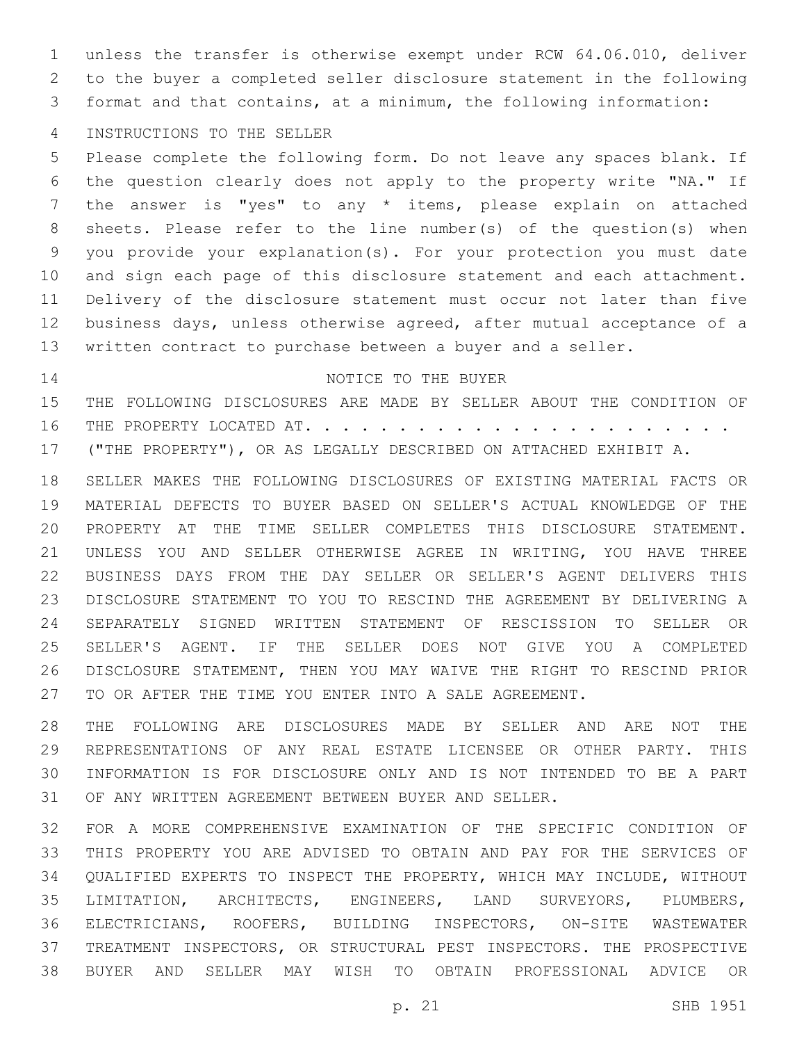unless the transfer is otherwise exempt under RCW 64.06.010, deliver to the buyer a completed seller disclosure statement in the following format and that contains, at a minimum, the following information:

INSTRUCTIONS TO THE SELLER

Please complete the following form. Do not leave any spaces blank. If the question clearly does not apply to the property write "NA." If the answer is "yes" to any * items, please explain on attached sheets. Please refer to the line number(s) of the question(s) when you provide your explanation(s). For your protection you must date and sign each page of this disclosure statement and each attachment. Delivery of the disclosure statement must occur not later than five business days, unless otherwise agreed, after mutual acceptance of a written contract to purchase between a buyer and a seller.

NOTICE TO THE BUYER

THE FOLLOWING DISCLOSURES ARE MADE BY SELLER ABOUT THE CONDITION OF THE PROPERTY LOCATED AT. . . . . . . . . . . . . . . . . . . . . . . . ("THE PROPERTY"), OR AS LEGALLY DESCRIBED ON ATTACHED EXHIBIT A.

SELLER MAKES THE FOLLOWING DISCLOSURES OF EXISTING MATERIAL FACTS OR MATERIAL DEFECTS TO BUYER BASED ON SELLER'S ACTUAL KNOWLEDGE OF THE PROPERTY AT THE TIME SELLER COMPLETES THIS DISCLOSURE STATEMENT. UNLESS YOU AND SELLER OTHERWISE AGREE IN WRITING, YOU HAVE THREE BUSINESS DAYS FROM THE DAY SELLER OR SELLER'S AGENT DELIVERS THIS DISCLOSURE STATEMENT TO YOU TO RESCIND THE AGREEMENT BY DELIVERING A SEPARATELY SIGNED WRITTEN STATEMENT OF RESCISSION TO SELLER OR SELLER'S AGENT. IF THE SELLER DOES NOT GIVE YOU A COMPLETED DISCLOSURE STATEMENT, THEN YOU MAY WAIVE THE RIGHT TO RESCIND PRIOR TO OR AFTER THE TIME YOU ENTER INTO A SALE AGREEMENT.

THE FOLLOWING ARE DISCLOSURES MADE BY SELLER AND ARE NOT THE REPRESENTATIONS OF ANY REAL ESTATE LICENSEE OR OTHER PARTY. THIS INFORMATION IS FOR DISCLOSURE ONLY AND IS NOT INTENDED TO BE A PART OF ANY WRITTEN AGREEMENT BETWEEN BUYER AND SELLER.

FOR A MORE COMPREHENSIVE EXAMINATION OF THE SPECIFIC CONDITION OF THIS PROPERTY YOU ARE ADVISED TO OBTAIN AND PAY FOR THE SERVICES OF QUALIFIED EXPERTS TO INSPECT THE PROPERTY, WHICH MAY INCLUDE, WITHOUT LIMITATION, ARCHITECTS, ENGINEERS, LAND SURVEYORS, PLUMBERS, ELECTRICIANS, ROOFERS, BUILDING INSPECTORS, ON-SITE WASTEWATER TREATMENT INSPECTORS, OR STRUCTURAL PEST INSPECTORS. THE PROSPECTIVE BUYER AND SELLER MAY WISH TO OBTAIN PROFESSIONAL ADVICE OR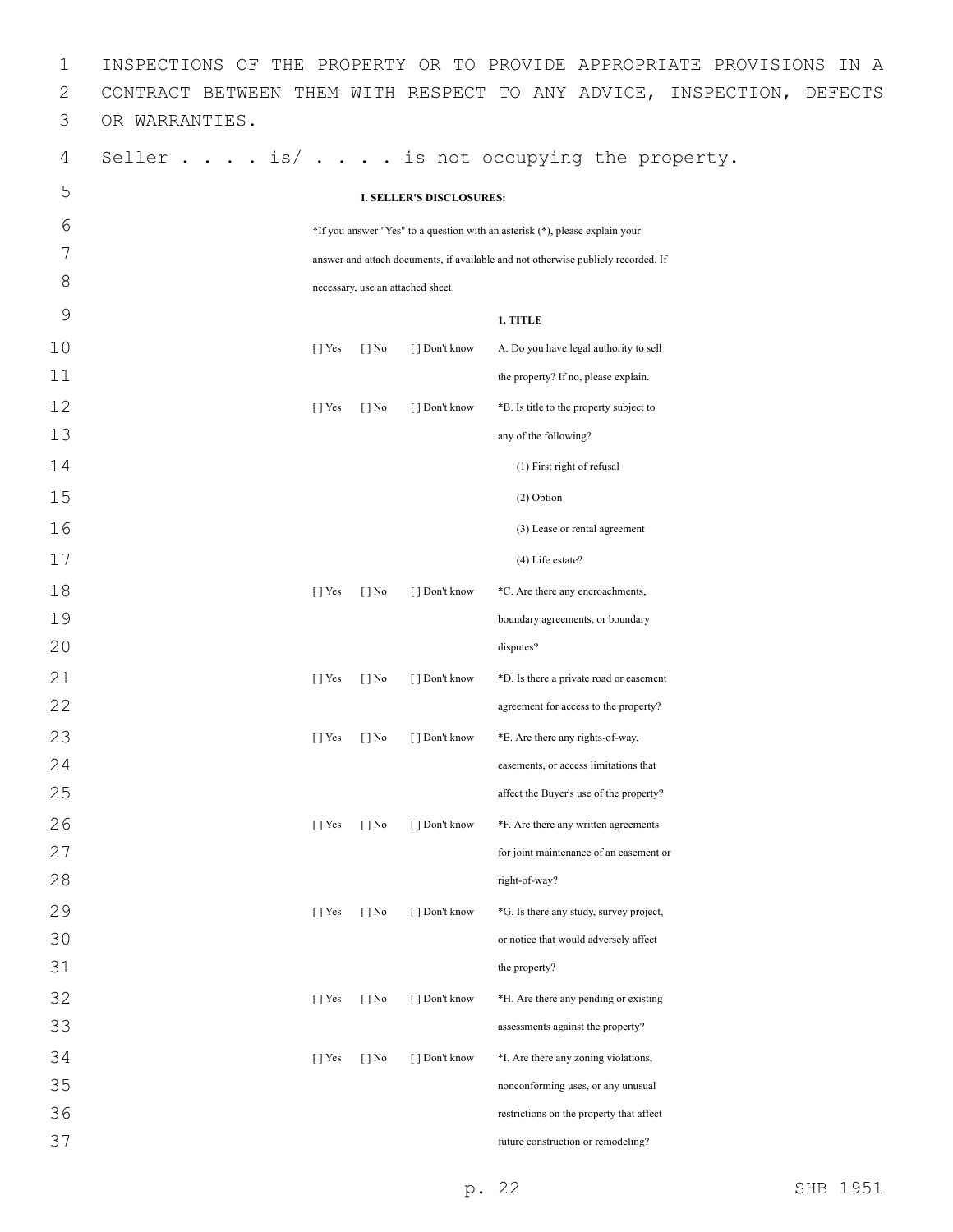INSPECTIONS OF THE PROPERTY OR TO PROVIDE APPROPRIATE PROVISIONS IN A CONTRACT BETWEEN THEM WITH RESPECT TO ANY ADVICE, INSPECTION, DEFECTS OR WARRANTIES.

Seller . . . . is/ . . . . is not occupying the property.

**I. SELLER'S DISCLOSURES:**

*If you answer "Yes" to a question with an asterisk (*), please explain your answer and attach documents, if available and not otherwise publicly recorded. If necessary, use an attached sheet.

**1. TITLE**

| | | | |
|---|---|---|---|
| [ ] Yes | [ ] No | [ ] Don't know | A. Do you have legal authority to sell the property? If no, please explain. |
| [ ] Yes | [ ] No | [ ] Don't know | *B. Is title to the property subject to any of the following?<br>(1) First right of refusal<br>(2) Option<br>(3) Lease or rental agreement<br>(4) Life estate? |
| [ ] Yes | [ ] No | [ ] Don't know | *C. Are there any encroachments, boundary agreements, or boundary disputes? |
| [ ] Yes | [ ] No | [ ] Don't know | *D. Is there a private road or easement agreement for access to the property? |
| [ ] Yes | [ ] No | [ ] Don't know | *E. Are there any rights-of-way, easements, or access limitations that affect the Buyer's use of the property? |
| [ ] Yes | [ ] No | [ ] Don't know | *F. Are there any written agreements for joint maintenance of an easement or right-of-way? |
| [ ] Yes | [ ] No | [ ] Don't know | *G. Is there any study, survey project, or notice that would adversely affect the property? |
| [ ] Yes | [ ] No | [ ] Don't know | *H. Are there any pending or existing assessments against the property? |
| [ ] Yes | [ ] No | [ ] Don't know | *I. Are there any zoning violations, nonconforming uses, or any unusual restrictions on the property that affect future construction or remodeling? |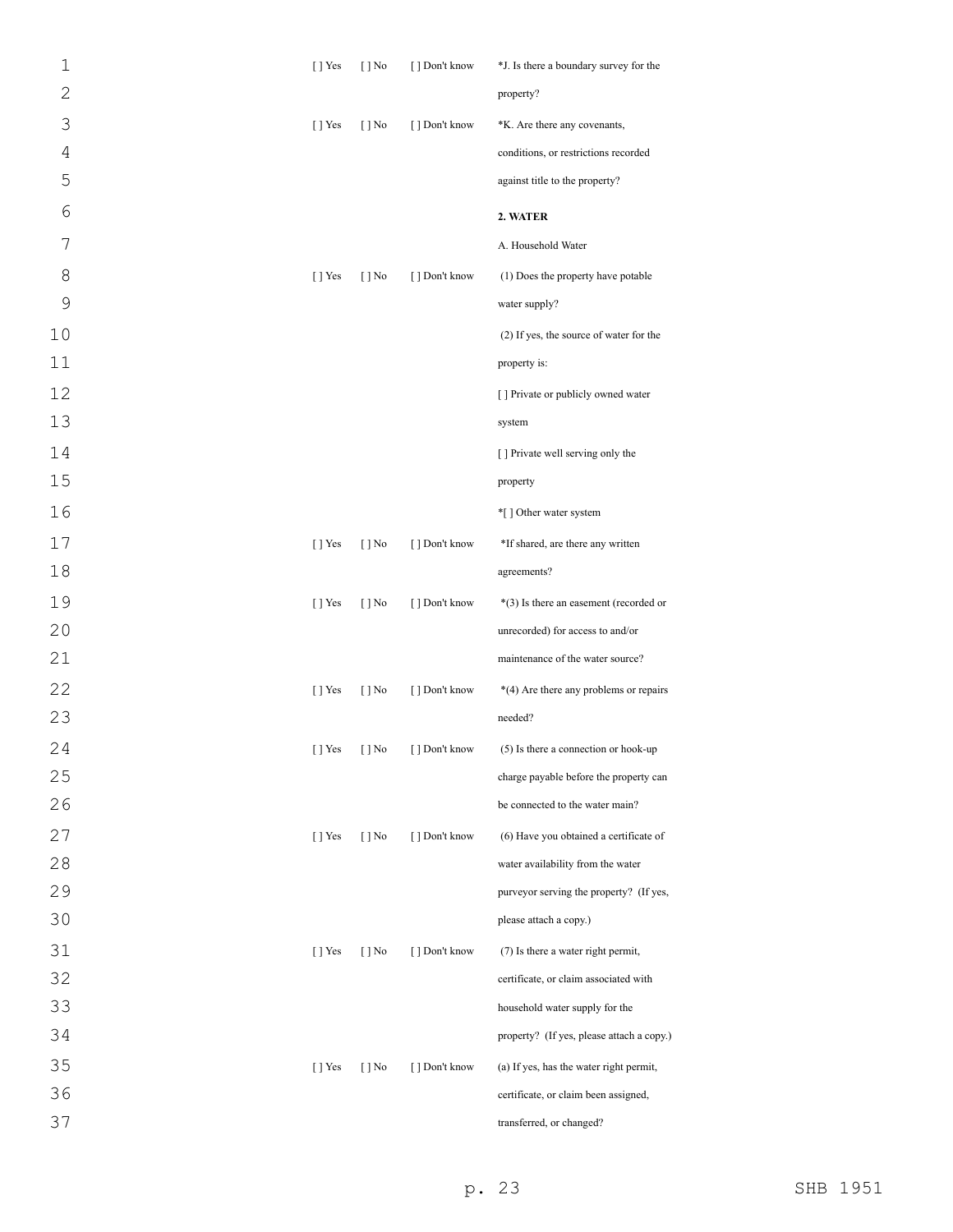| | | | |
|---|---|---|---|
| [ ] Yes | [ ] No | [ ] Don't know | *J. Is there a boundary survey for the property? |
| [ ] Yes | [ ] No | [ ] Don't know | *K. Are there any covenants, conditions, or restrictions recorded against title to the property? |
| | | | **2. WATER** |
| | | | A. Household Water |
| [ ] Yes | [ ] No | [ ] Don't know | (1) Does the property have potable water supply? |
| | | | (2) If yes, the source of water for the property is: |
| | | | [ ] Private or publicly owned water system |
| | | | [ ] Private well serving only the property |
| | | | *[ ] Other water system |
| [ ] Yes | [ ] No | [ ] Don't know | *If shared, are there any written agreements? |
| [ ] Yes | [ ] No | [ ] Don't know | *(3) Is there an easement (recorded or unrecorded) for access to and/or maintenance of the water source? |
| [ ] Yes | [ ] No | [ ] Don't know | *(4) Are there any problems or repairs needed? |
| [ ] Yes | [ ] No | [ ] Don't know | (5) Is there a connection or hook-up charge payable before the property can be connected to the water main? |
| [ ] Yes | [ ] No | [ ] Don't know | (6) Have you obtained a certificate of water availability from the water purveyor serving the property? (If yes, please attach a copy.) |
| [ ] Yes | [ ] No | [ ] Don't know | (7) Is there a water right permit, certificate, or claim associated with household water supply for the property? (If yes, please attach a copy.) |
| [ ] Yes | [ ] No | [ ] Don't know | (a) If yes, has the water right permit, certificate, or claim been assigned, transferred, or changed? |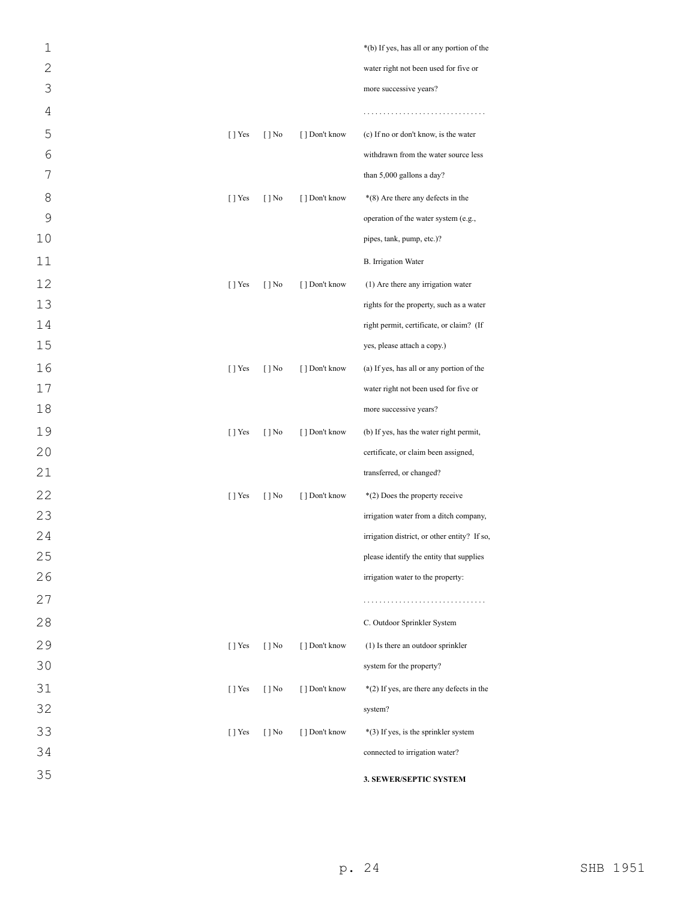| | | | |
|---|---|---|---|
| | | | *(b) If yes, has all or any portion of the water right not been used for five or more successive years? |
| | | | . . . . . . . . . . . . . . . . . . . . . . . . . . . . . . |
| [ ] Yes | [ ] No | [ ] Don't know | (c) If no or don't know, is the water withdrawn from the water source less than 5,000 gallons a day? |
| [ ] Yes | [ ] No | [ ] Don't know | *(8) Are there any defects in the operation of the water system (e.g., pipes, tank, pump, etc.)? |
| | | | B. Irrigation Water |
| [ ] Yes | [ ] No | [ ] Don't know | (1) Are there any irrigation water rights for the property, such as a water right permit, certificate, or claim? (If yes, please attach a copy.) |
| [ ] Yes | [ ] No | [ ] Don't know | (a) If yes, has all or any portion of the water right not been used for five or more successive years? |
| [ ] Yes | [ ] No | [ ] Don't know | (b) If yes, has the water right permit, certificate, or claim been assigned, transferred, or changed? |
| [ ] Yes | [ ] No | [ ] Don't know | *(2) Does the property receive irrigation water from a ditch company, irrigation district, or other entity? If so, please identify the entity that supplies irrigation water to the property: |
| | | | . . . . . . . . . . . . . . . . . . . . . . . . . . . . . . |
| | | | C. Outdoor Sprinkler System |
| [ ] Yes | [ ] No | [ ] Don't know | (1) Is there an outdoor sprinkler system for the property? |
| [ ] Yes | [ ] No | [ ] Don't know | *(2) If yes, are there any defects in the system? |
| [ ] Yes | [ ] No | [ ] Don't know | *(3) If yes, is the sprinkler system connected to irrigation water? |

**3. SEWER/SEPTIC SYSTEM**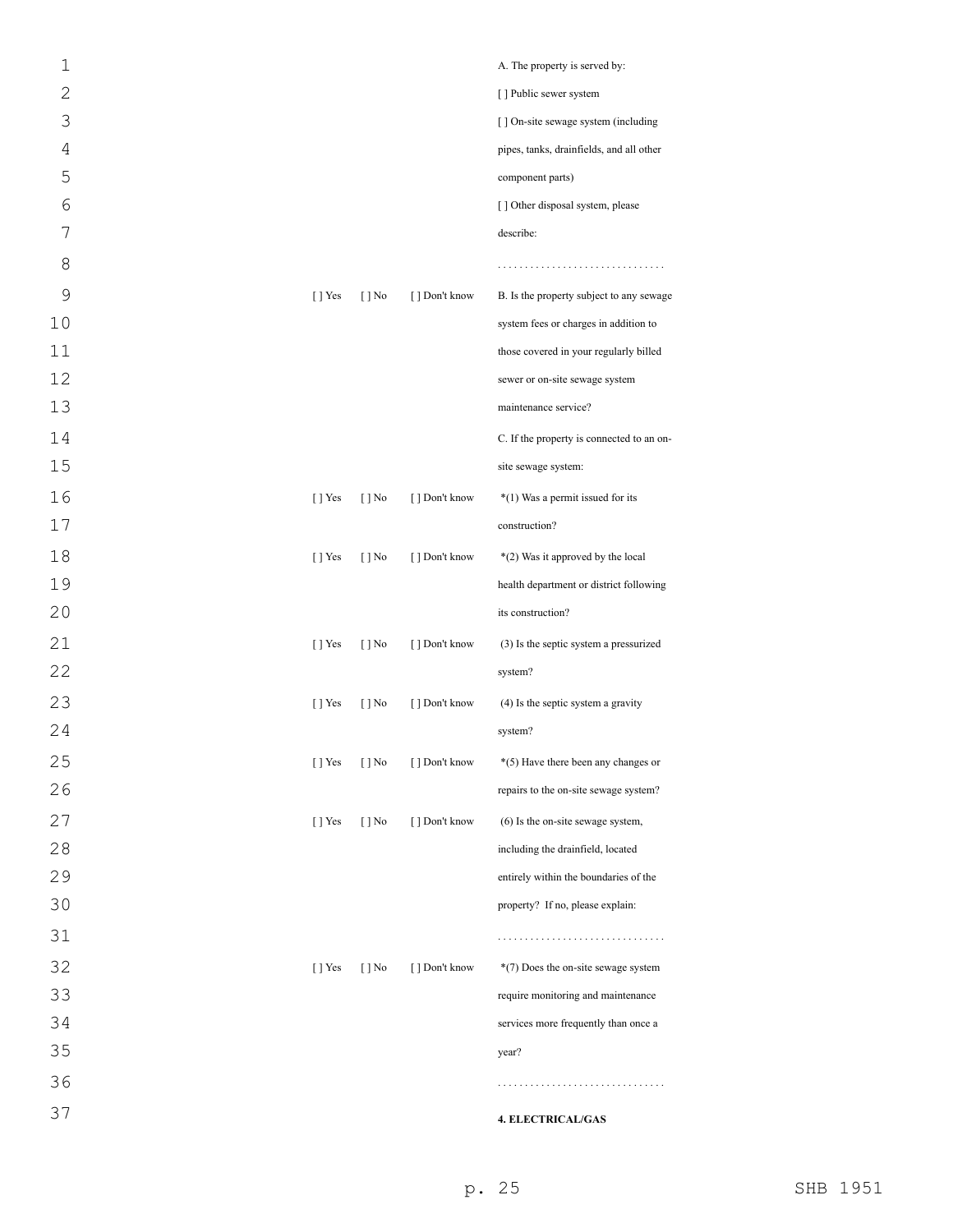A. The property is served by:

[ ] Public sewer system

[ ] On-site sewage system (including pipes, tanks, drainfields, and all other component parts)

[ ] Other disposal system, please describe:

. . . . . . . . . . . . . . . . . . . . . . . . . . . . . . .

[ ] Yes [ ] No [ ] Don't know B. Is the property subject to any sewage system fees or charges in addition to those covered in your regularly billed sewer or on-site sewage system maintenance service?

C. If the property is connected to an on-site sewage system:

[ ] Yes [ ] No [ ] Don't know *(1) Was a permit issued for its construction?

[ ] Yes [ ] No [ ] Don't know *(2) Was it approved by the local health department or district following its construction?

[ ] Yes [ ] No [ ] Don't know (3) Is the septic system a pressurized system?

[ ] Yes [ ] No [ ] Don't know (4) Is the septic system a gravity system?

[ ] Yes [ ] No [ ] Don't know *(5) Have there been any changes or repairs to the on-site sewage system?

[ ] Yes [ ] No [ ] Don't know (6) Is the on-site sewage system, including the drainfield, located entirely within the boundaries of the property? If no, please explain:

. . . . . . . . . . . . . . . . . . . . . . . . . . . . . . .

[ ] Yes [ ] No [ ] Don't know *(7) Does the on-site sewage system require monitoring and maintenance services more frequently than once a year?

. . . . . . . . . . . . . . . . . . . . . . . . . . . . . . .

**4. ELECTRICAL/GAS**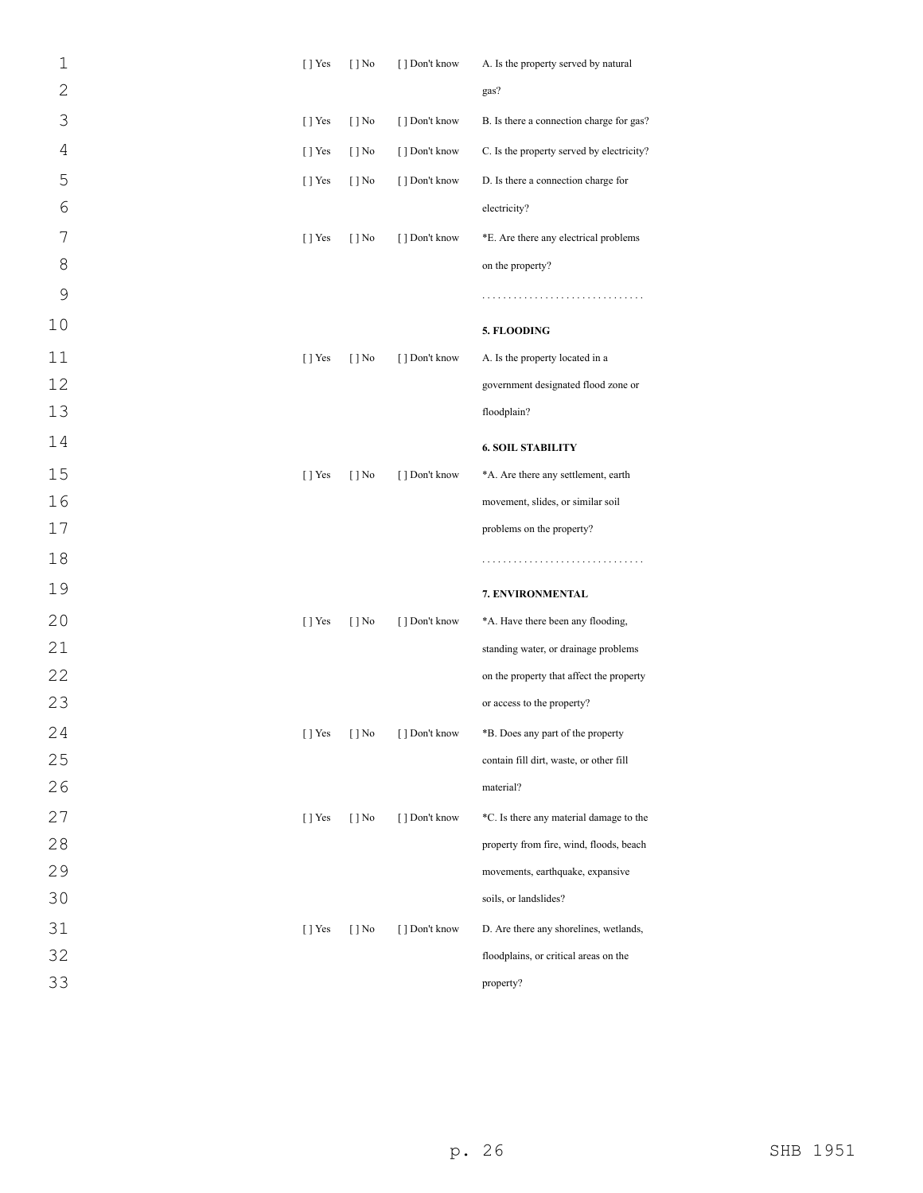[ ] Yes [ ] No [ ] Don't know A. Is the property served by natural gas?

[ ] Yes [ ] No [ ] Don't know B. Is there a connection charge for gas?

[ ] Yes [ ] No [ ] Don't know C. Is the property served by electricity?

[ ] Yes [ ] No [ ] Don't know D. Is there a connection charge for electricity?

[ ] Yes [ ] No [ ] Don't know *E. Are there any electrical problems on the property?

. . . . . . . . . . . . . . . . . . . . . . . . . . . . . . .

**5. FLOODING**

[ ] Yes [ ] No [ ] Don't know A. Is the property located in a government designated flood zone or floodplain?

**6. SOIL STABILITY**

[ ] Yes [ ] No [ ] Don't know *A. Are there any settlement, earth movement, slides, or similar soil problems on the property?

. . . . . . . . . . . . . . . . . . . . . . . . . . . . . . .

**7. ENVIRONMENTAL**

[ ] Yes [ ] No [ ] Don't know *A. Have there been any flooding, standing water, or drainage problems on the property that affect the property or access to the property?

[ ] Yes [ ] No [ ] Don't know *B. Does any part of the property contain fill dirt, waste, or other fill material?

[ ] Yes [ ] No [ ] Don't know *C. Is there any material damage to the property from fire, wind, floods, beach movements, earthquake, expansive soils, or landslides?

[ ] Yes [ ] No [ ] Don't know D. Are there any shorelines, wetlands, floodplains, or critical areas on the property?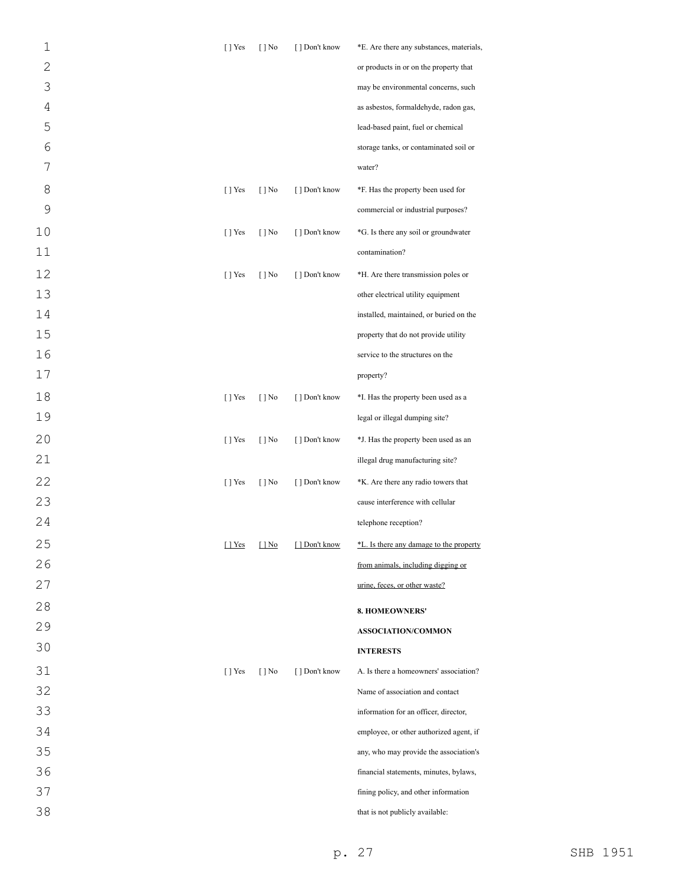[ ] Yes [ ] No [ ] Don't know *E. Are there any substances, materials, or products in or on the property that may be environmental concerns, such as asbestos, formaldehyde, radon gas, lead-based paint, fuel or chemical storage tanks, or contaminated soil or water?

[ ] Yes [ ] No [ ] Don't know *F. Has the property been used for commercial or industrial purposes?

[ ] Yes [ ] No [ ] Don't know *G. Is there any soil or groundwater contamination?

[ ] Yes [ ] No [ ] Don't know *H. Are there transmission poles or other electrical utility equipment installed, maintained, or buried on the property that do not provide utility service to the structures on the property?

[ ] Yes [ ] No [ ] Don't know *I. Has the property been used as a legal or illegal dumping site?

[ ] Yes [ ] No [ ] Don't know *J. Has the property been used as an illegal drug manufacturing site?

[ ] Yes [ ] No [ ] Don't know *K. Are there any radio towers that cause interference with cellular telephone reception?

<u>[ ] Yes</u> <u>[ ] No</u> <u>[ ] Don't know</u> <u>*L. Is there any damage to the property from animals, including digging or urine, feces, or other waste?</u>

**8. HOMEOWNERS' ASSOCIATION/COMMON INTERESTS**

[ ] Yes [ ] No [ ] Don't know A. Is there a homeowners' association? Name of association and contact information for an officer, director, employee, or other authorized agent, if any, who may provide the association's financial statements, minutes, bylaws, fining policy, and other information that is not publicly available: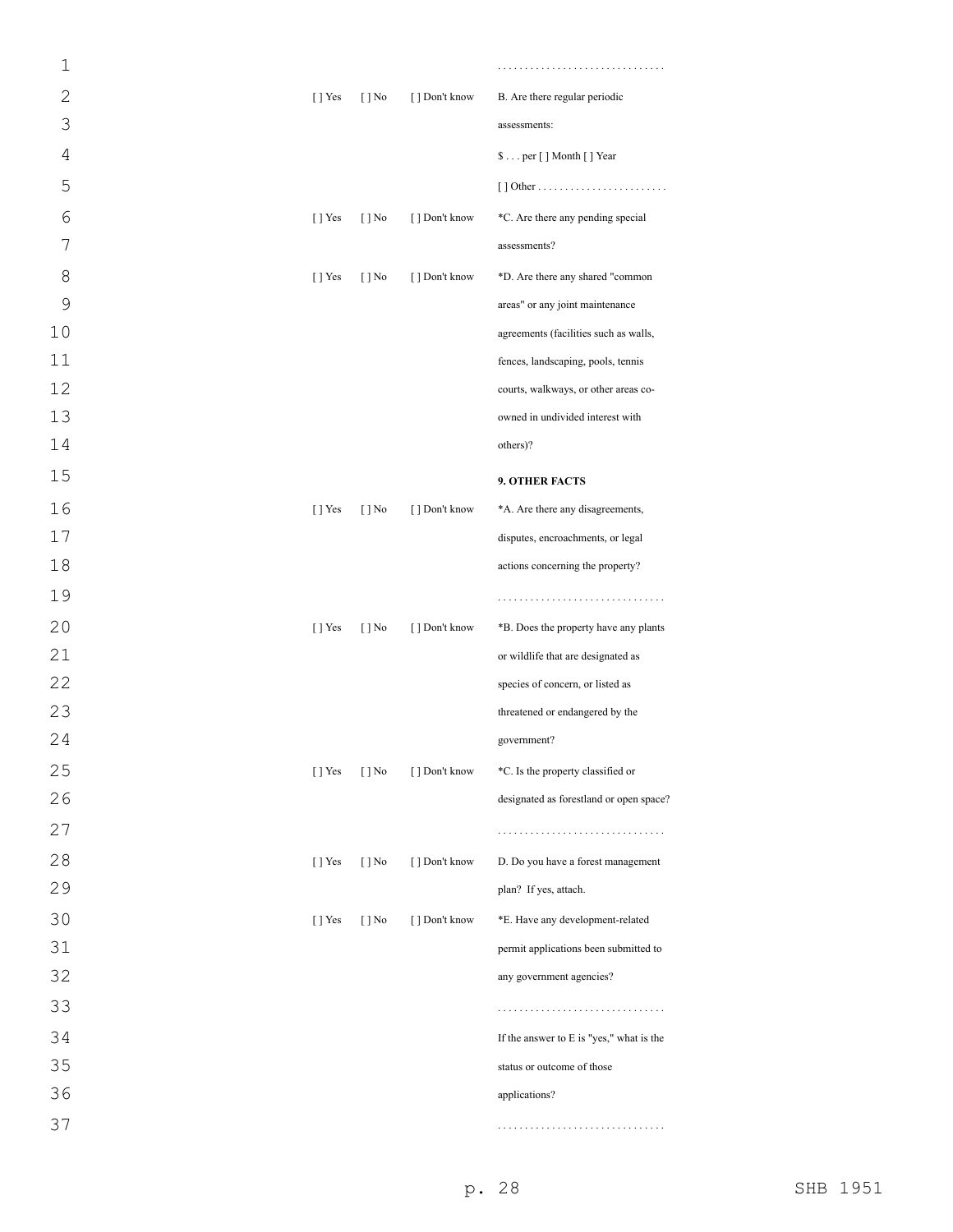. . . . . . . . . . . . . . . . . . . . . . . . . . . . . . .

[ ] Yes [ ] No [ ] Don't know B. Are there regular periodic assessments:

$ . . . per [ ] Month [ ] Year

[ ] Other . . . . . . . . . . . . . . . . . . . . . . . .

[ ] Yes [ ] No [ ] Don't know *C. Are there any pending special assessments?

[ ] Yes [ ] No [ ] Don't know *D. Are there any shared "common areas" or any joint maintenance agreements (facilities such as walls, fences, landscaping, pools, tennis courts, walkways, or other areas co-owned in undivided interest with others)?

**9. OTHER FACTS**

[ ] Yes [ ] No [ ] Don't know *A. Are there any disagreements, disputes, encroachments, or legal actions concerning the property?

. . . . . . . . . . . . . . . . . . . . . . . . . . . . . . .

[ ] Yes [ ] No [ ] Don't know *B. Does the property have any plants or wildlife that are designated as species of concern, or listed as threatened or endangered by the government?

[ ] Yes [ ] No [ ] Don't know *C. Is the property classified or designated as forestland or open space?

. . . . . . . . . . . . . . . . . . . . . . . . . . . . . . .

[ ] Yes [ ] No [ ] Don't know D. Do you have a forest management plan? If yes, attach.

[ ] Yes [ ] No [ ] Don't know *E. Have any development-related permit applications been submitted to any government agencies?

. . . . . . . . . . . . . . . . . . . . . . . . . . . . . . .

If the answer to E is "yes," what is the status or outcome of those applications?

. . . . . . . . . . . . . . . . . . . . . . . . . . . . . . .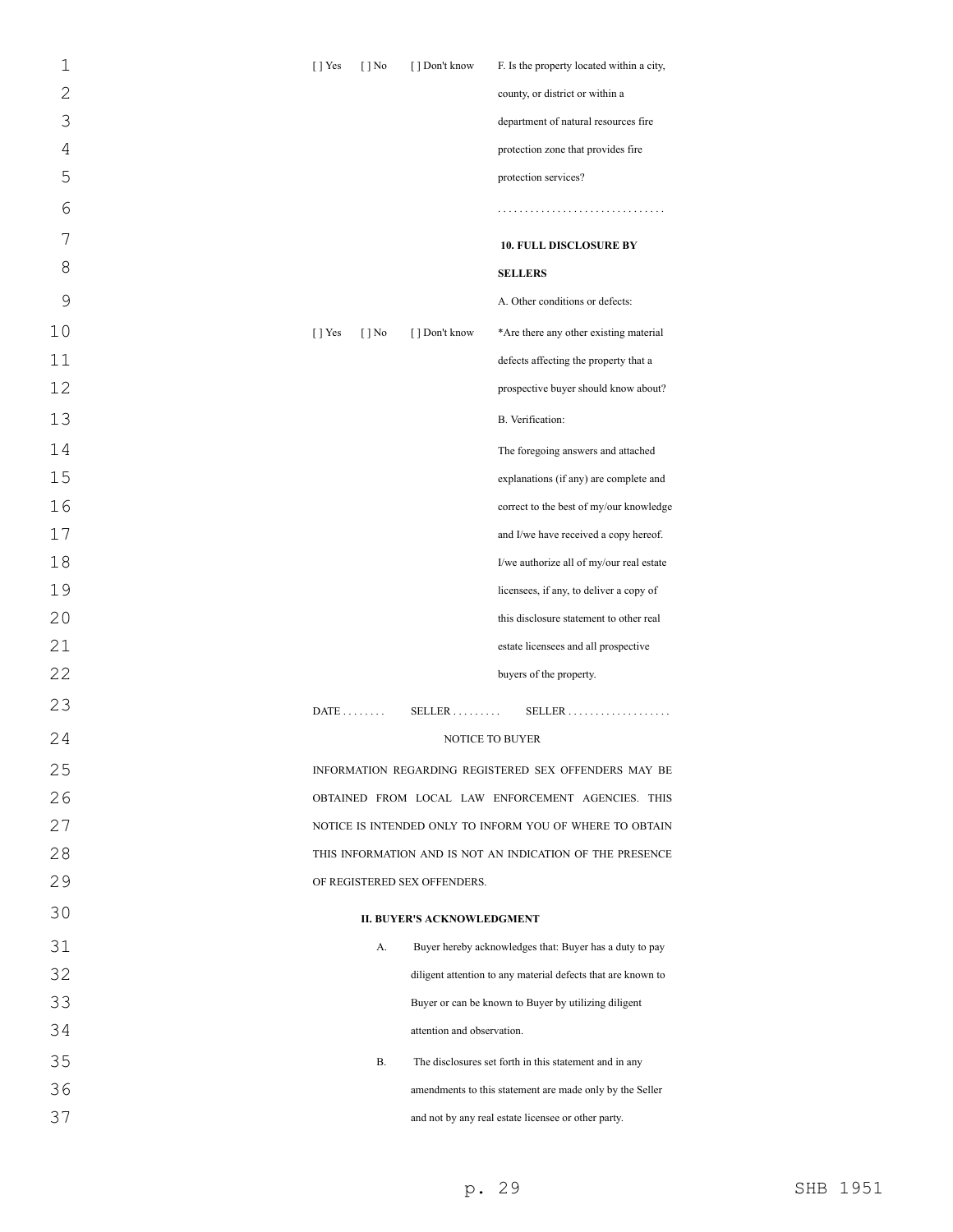[ ] Yes [ ] No [ ] Don't know F. Is the property located within a city, county, or district or within a department of natural resources fire protection zone that provides fire protection services?

. . . . . . . . . . . . . . . . . . . . . . . . . . . . . . .

**10. FULL DISCLOSURE BY SELLERS**

A. Other conditions or defects:

[ ] Yes [ ] No [ ] Don't know *Are there any other existing material defects affecting the property that a prospective buyer should know about?

B. Verification:

The foregoing answers and attached explanations (if any) are complete and correct to the best of my/our knowledge and I/we have received a copy hereof. I/we authorize all of my/our real estate licensees, if any, to deliver a copy of this disclosure statement to other real estate licensees and all prospective buyers of the property.

DATE . . . . . . . . SELLER . . . . . . . . . SELLER . . . . . . . . . . . . . . . . . . .

NOTICE TO BUYER

INFORMATION REGARDING REGISTERED SEX OFFENDERS MAY BE OBTAINED FROM LOCAL LAW ENFORCEMENT AGENCIES. THIS NOTICE IS INTENDED ONLY TO INFORM YOU OF WHERE TO OBTAIN THIS INFORMATION AND IS NOT AN INDICATION OF THE PRESENCE OF REGISTERED SEX OFFENDERS.

**II. BUYER'S ACKNOWLEDGMENT**

A. Buyer hereby acknowledges that: Buyer has a duty to pay diligent attention to any material defects that are known to Buyer or can be known to Buyer by utilizing diligent attention and observation.

B. The disclosures set forth in this statement and in any amendments to this statement are made only by the Seller and not by any real estate licensee or other party.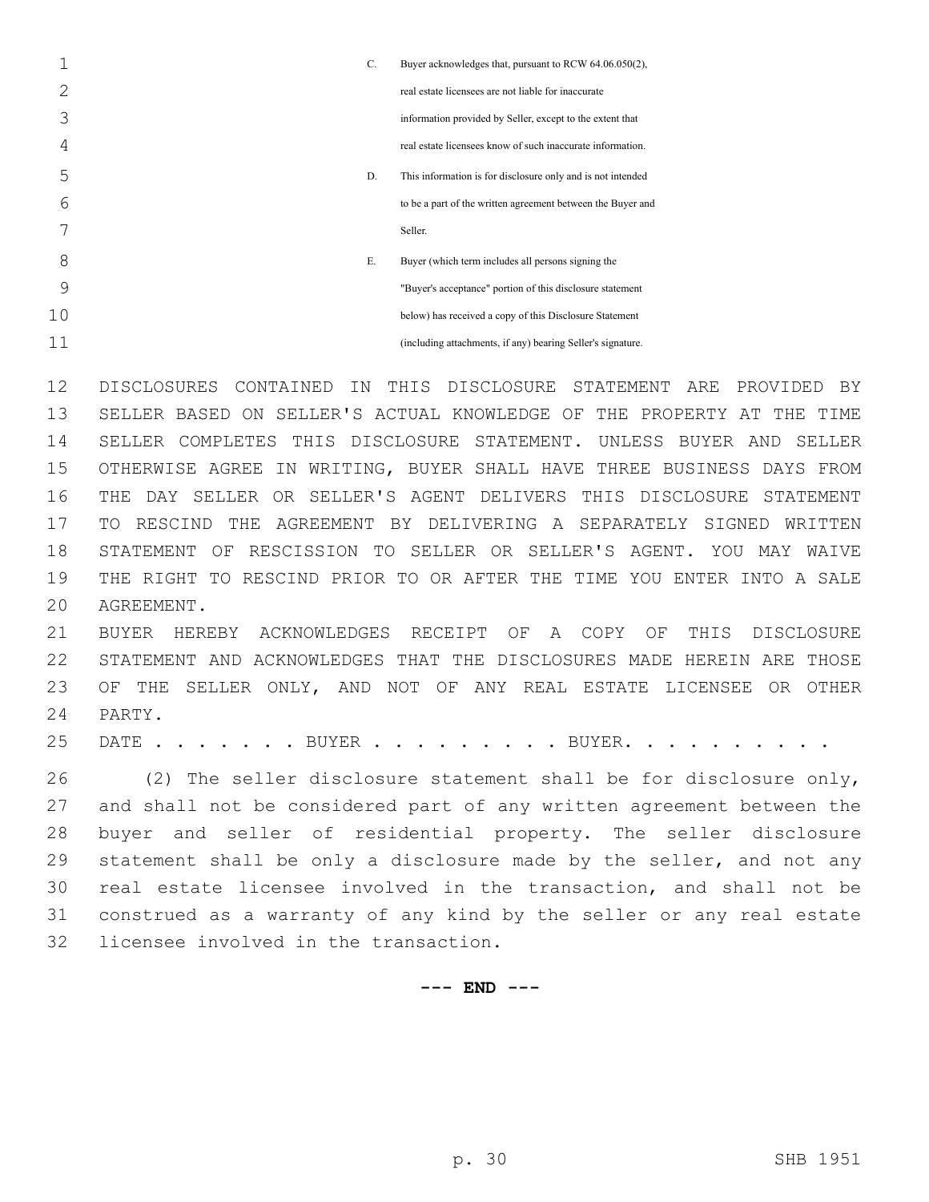C. Buyer acknowledges that, pursuant to RCW 64.06.050(2), real estate licensees are not liable for inaccurate information provided by Seller, except to the extent that real estate licensees know of such inaccurate information.

D. This information is for disclosure only and is not intended to be a part of the written agreement between the Buyer and Seller.

E. Buyer (which term includes all persons signing the "Buyer's acceptance" portion of this disclosure statement below) has received a copy of this Disclosure Statement (including attachments, if any) bearing Seller's signature.

DISCLOSURES CONTAINED IN THIS DISCLOSURE STATEMENT ARE PROVIDED BY SELLER BASED ON SELLER'S ACTUAL KNOWLEDGE OF THE PROPERTY AT THE TIME SELLER COMPLETES THIS DISCLOSURE STATEMENT. UNLESS BUYER AND SELLER OTHERWISE AGREE IN WRITING, BUYER SHALL HAVE THREE BUSINESS DAYS FROM THE DAY SELLER OR SELLER'S AGENT DELIVERS THIS DISCLOSURE STATEMENT TO RESCIND THE AGREEMENT BY DELIVERING A SEPARATELY SIGNED WRITTEN STATEMENT OF RESCISSION TO SELLER OR SELLER'S AGENT. YOU MAY WAIVE THE RIGHT TO RESCIND PRIOR TO OR AFTER THE TIME YOU ENTER INTO A SALE AGREEMENT.

BUYER HEREBY ACKNOWLEDGES RECEIPT OF A COPY OF THIS DISCLOSURE STATEMENT AND ACKNOWLEDGES THAT THE DISCLOSURES MADE HEREIN ARE THOSE OF THE SELLER ONLY, AND NOT OF ANY REAL ESTATE LICENSEE OR OTHER PARTY.

DATE . . . . . . . BUYER . . . . . . . . . BUYER. . . . . . . . . .

(2) The seller disclosure statement shall be for disclosure only, and shall not be considered part of any written agreement between the buyer and seller of residential property. The seller disclosure statement shall be only a disclosure made by the seller, and not any real estate licensee involved in the transaction, and shall not be construed as a warranty of any kind by the seller or any real estate licensee involved in the transaction.

**--- END ---**